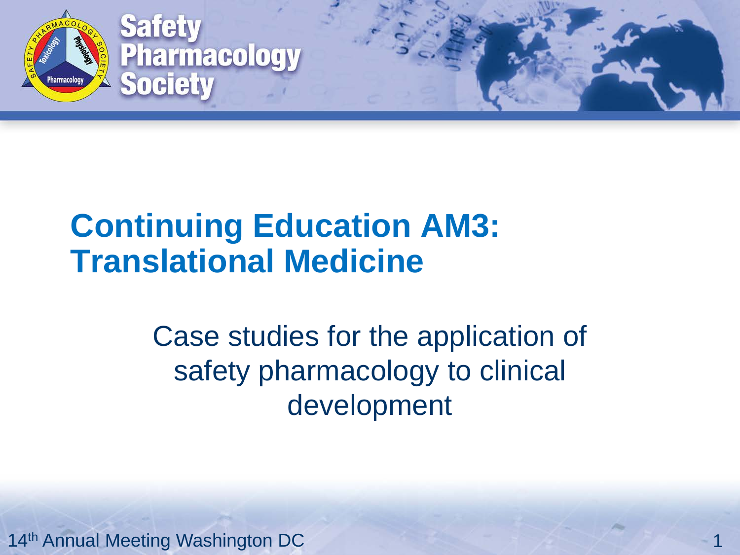# Continuing Education AM3: Translational Medicine

Case studies for the application of safety pharmacology to clinical development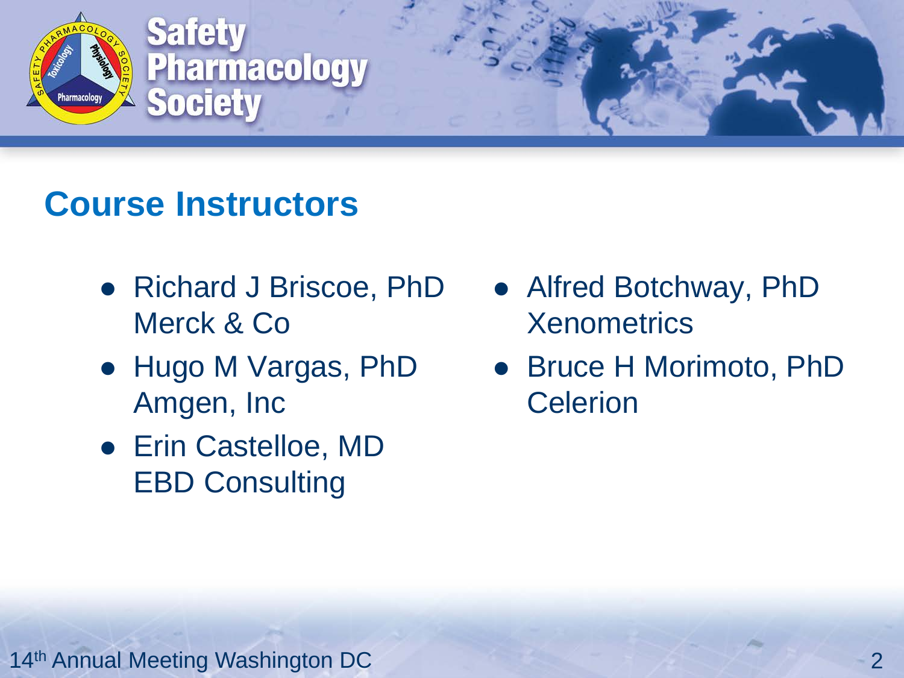## Course Instructors

- Richard J Briscoe, PhD
  Merck & Co
- Hugo M Vargas, PhD
  Amgen, Inc
- Erin Castelloe, MD
  EBD Consulting
- Alfred Botchway, PhD
  Xenometrics
- Bruce H Morimoto, PhD
  Celerion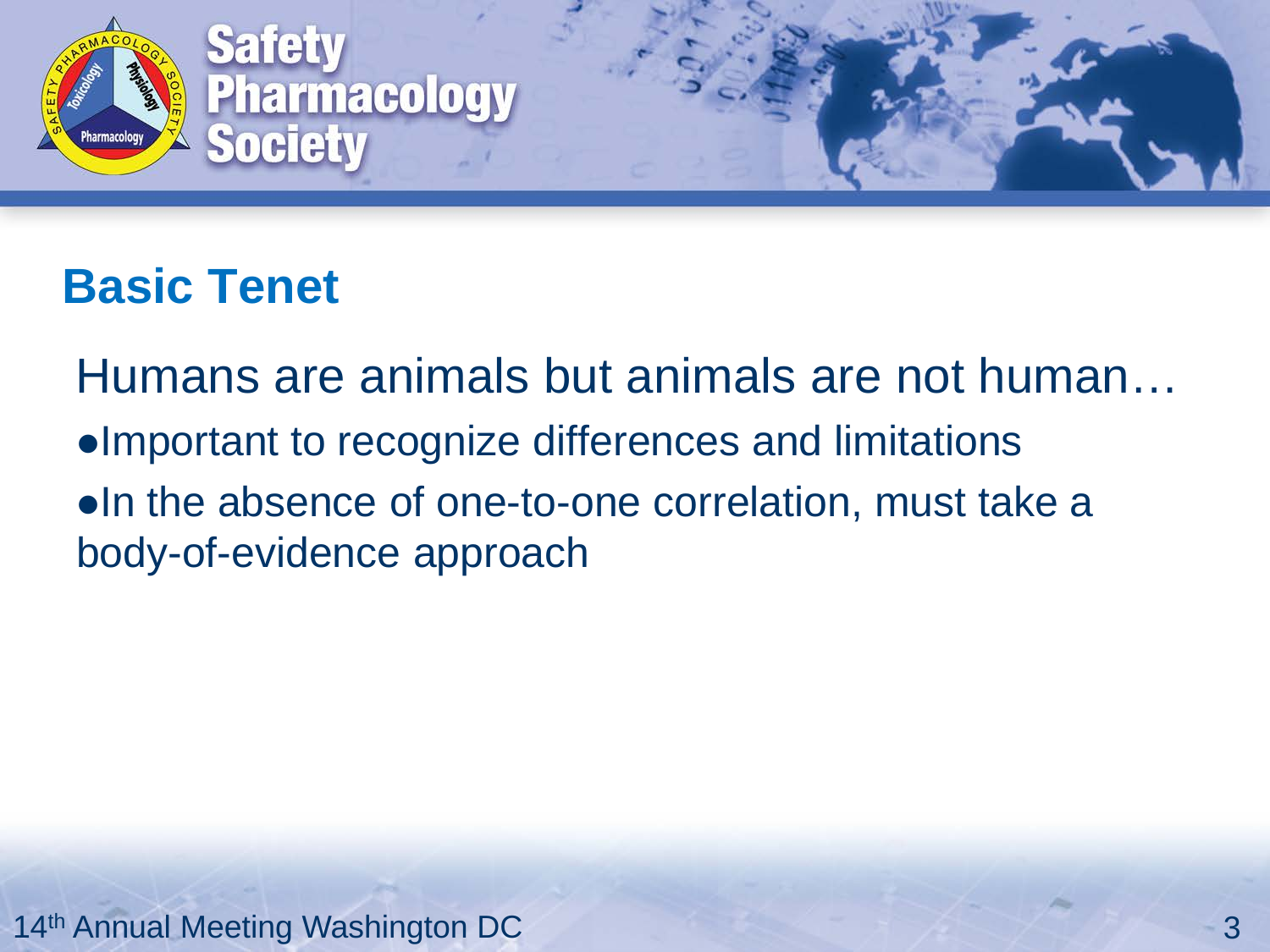## Basic Tenet

Humans are animals but animals are not human…

- Important to recognize differences and limitations
- In the absence of one-to-one correlation, must take a body-of-evidence approach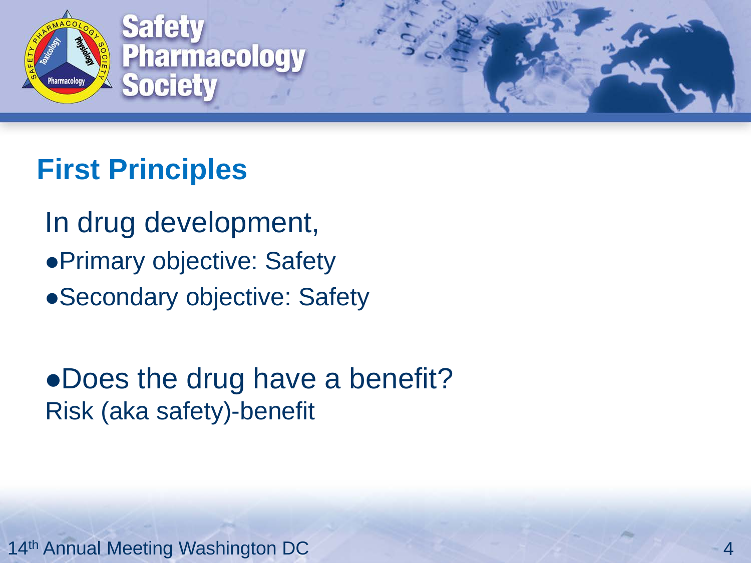## First Principles

In drug development,

- Primary objective: Safety
- Secondary objective: Safety

- Does the drug have a benefit?

Risk (aka safety)-benefit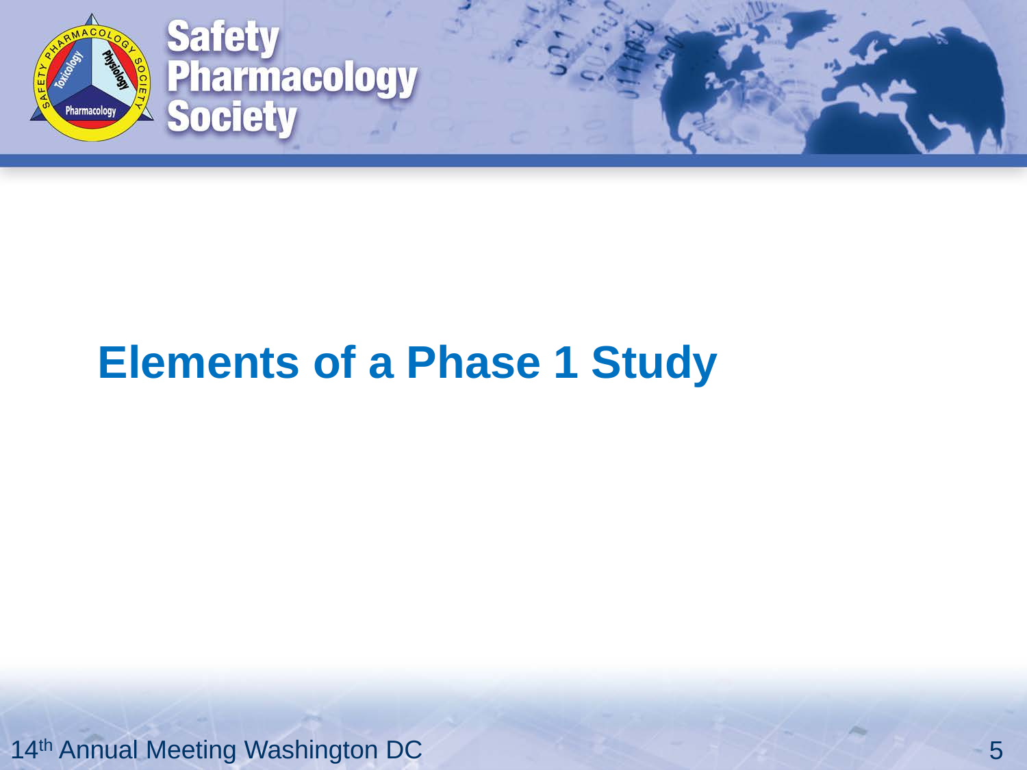# Elements of a Phase 1 Study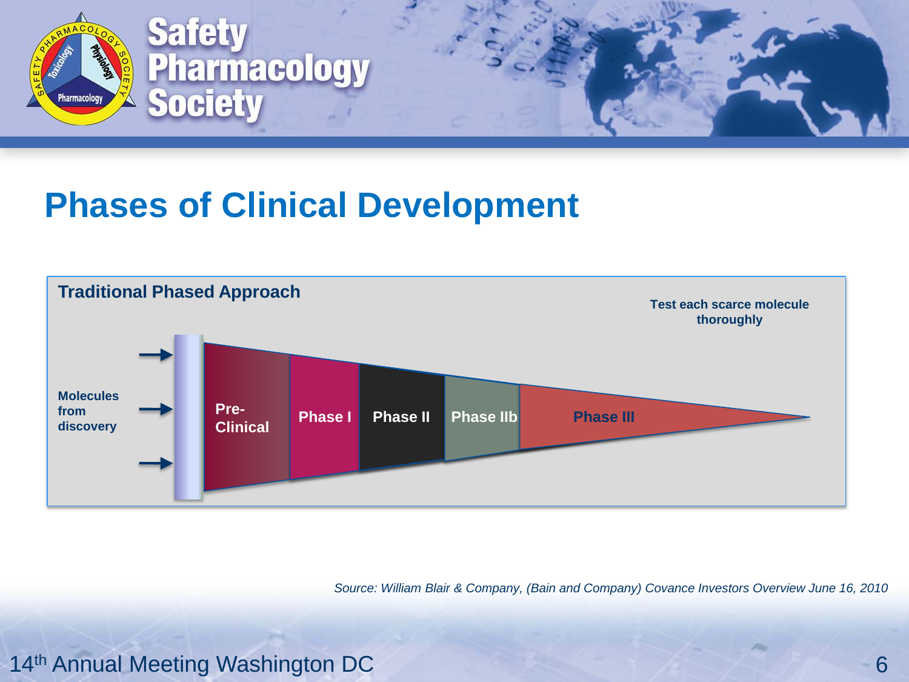# Phases of Clinical Development

**Traditional Phased Approach**

**Test each scarce molecule thoroughly**

**Molecules from discovery**

**Pre-Clinical**

**Phase I**

**Phase II**

**Phase IIb**

**Phase III**

*Source: William Blair & Company, (Bain and Company) Covance Investors Overview June 16, 2010*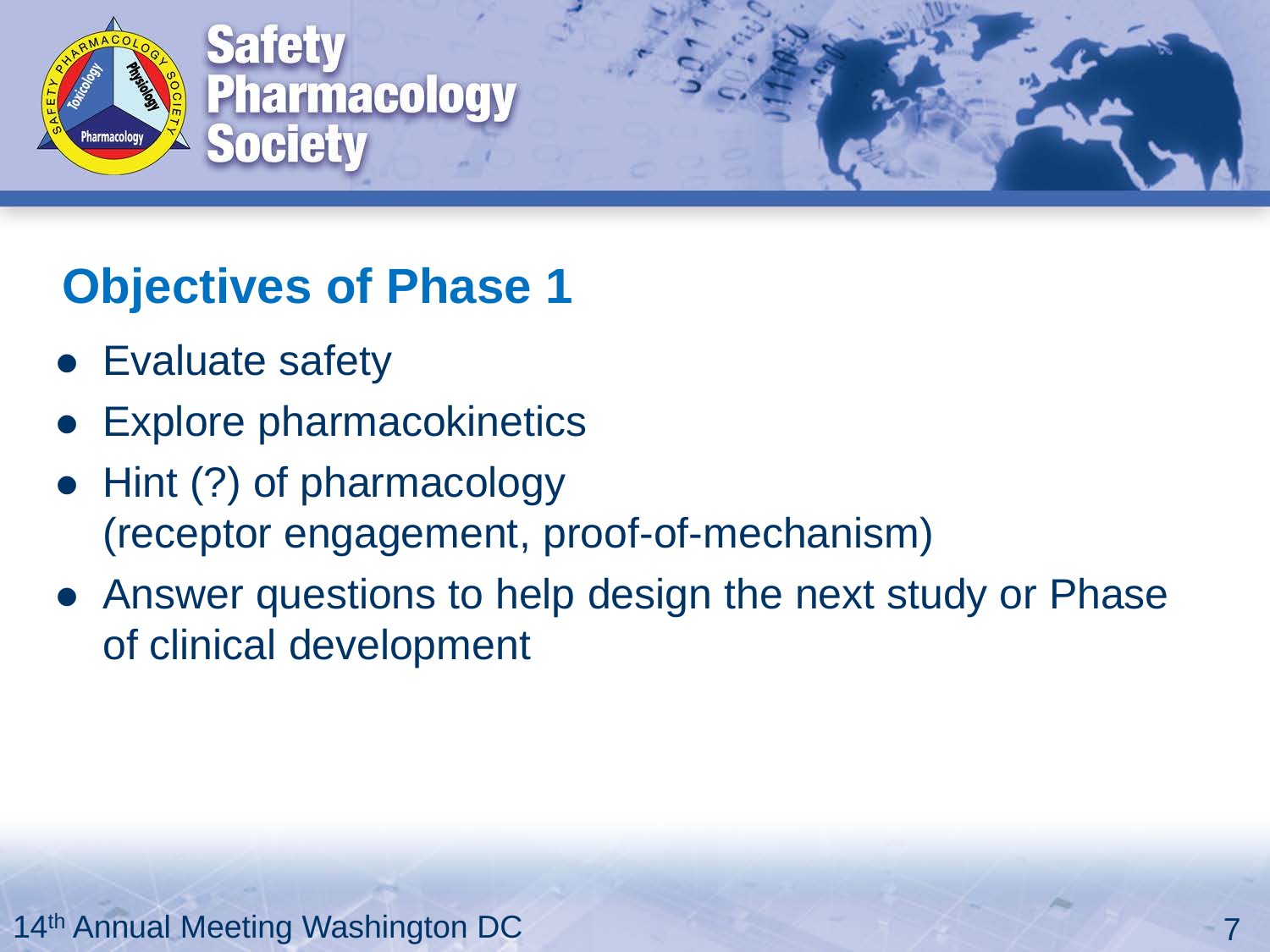## Objectives of Phase 1

- Evaluate safety
- Explore pharmacokinetics
- Hint (?) of pharmacology
  (receptor engagement, proof-of-mechanism)
- Answer questions to help design the next study or Phase of clinical development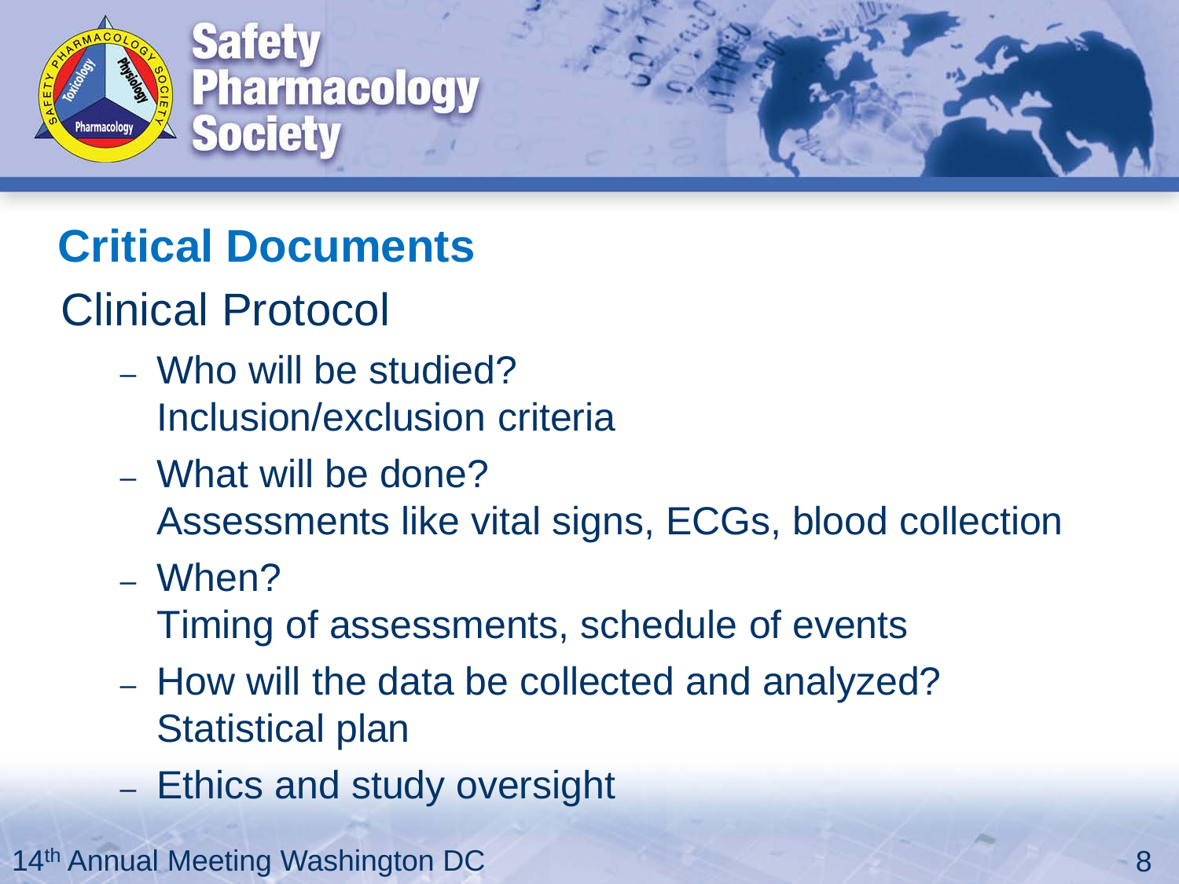## Critical Documents

### Clinical Protocol

- Who will be studied?
  Inclusion/exclusion criteria
- What will be done?
  Assessments like vital signs, ECGs, blood collection
- When?
  Timing of assessments, schedule of events
- How will the data be collected and analyzed?
  Statistical plan
- Ethics and study oversight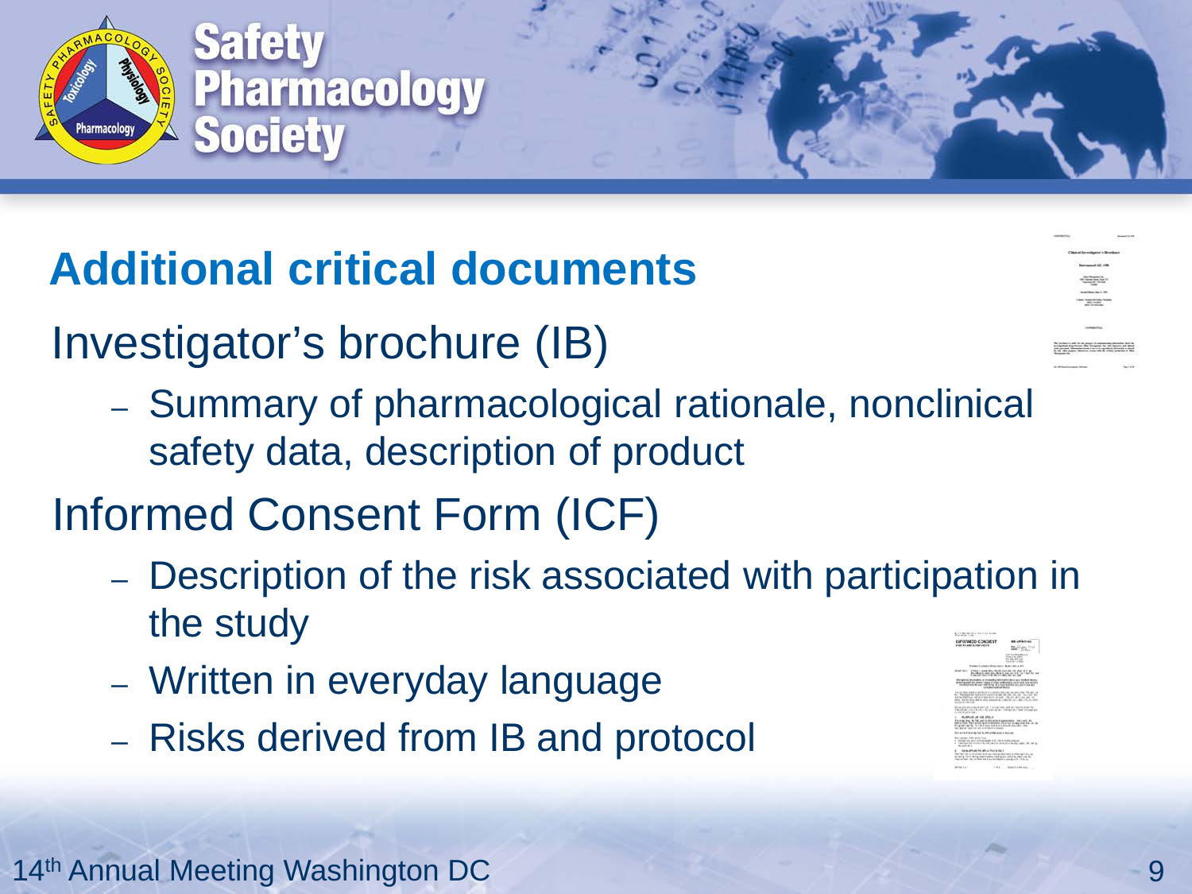## Additional critical documents

Investigator's brochure (IB)

- Summary of pharmacological rationale, nonclinical safety data, description of product

Informed Consent Form (ICF)

- Description of the risk associated with participation in the study
- Written in everyday language
- Risks derived from IB and protocol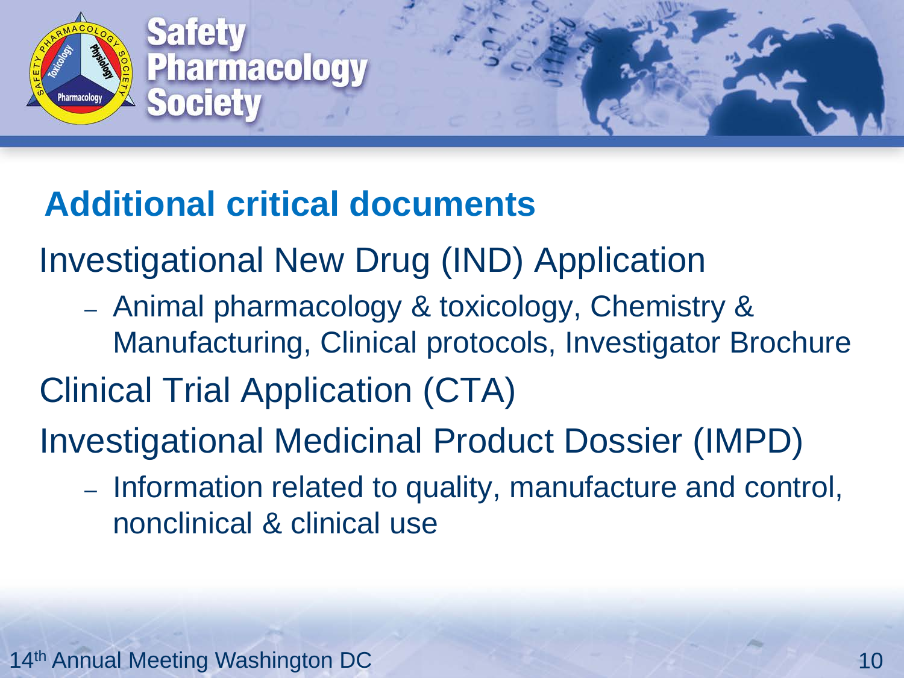## Additional critical documents

- Investigational New Drug (IND) Application
  - Animal pharmacology & toxicology, Chemistry & Manufacturing, Clinical protocols, Investigator Brochure
- Clinical Trial Application (CTA)
- Investigational Medicinal Product Dossier (IMPD)
  - Information related to quality, manufacture and control, nonclinical & clinical use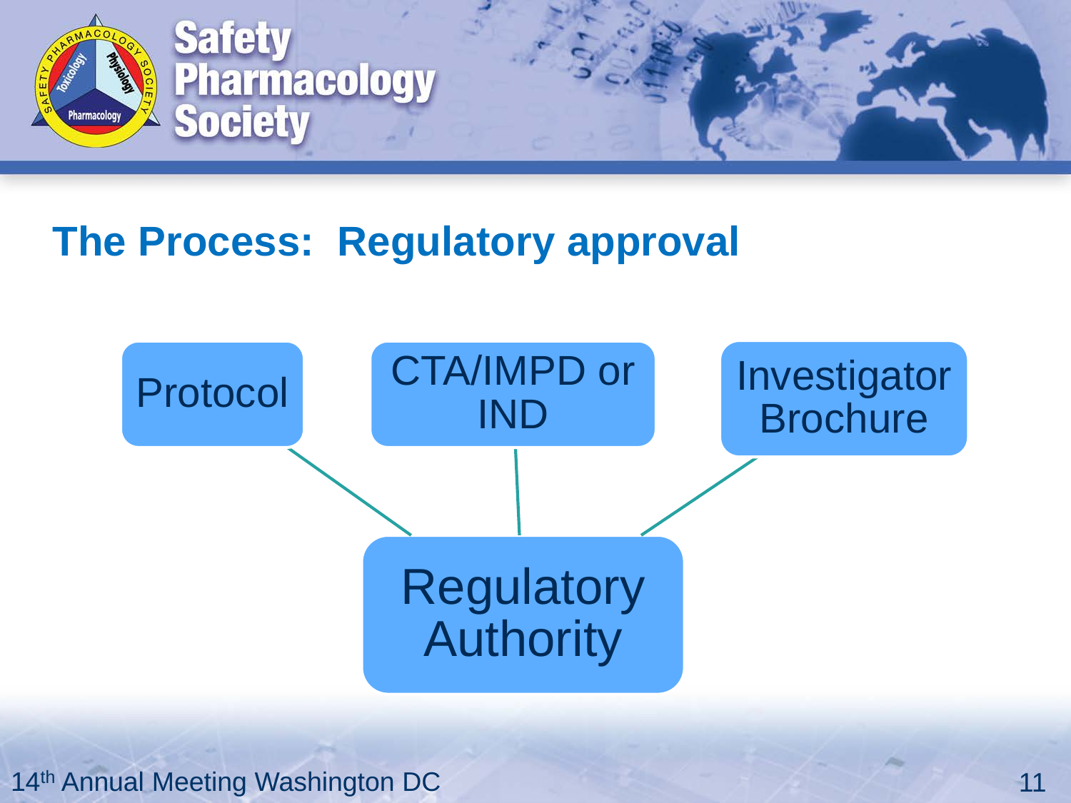## The Process: Regulatory approval

- Protocol
- CTA/IMPD or IND
- Investigator Brochure

Regulatory Authority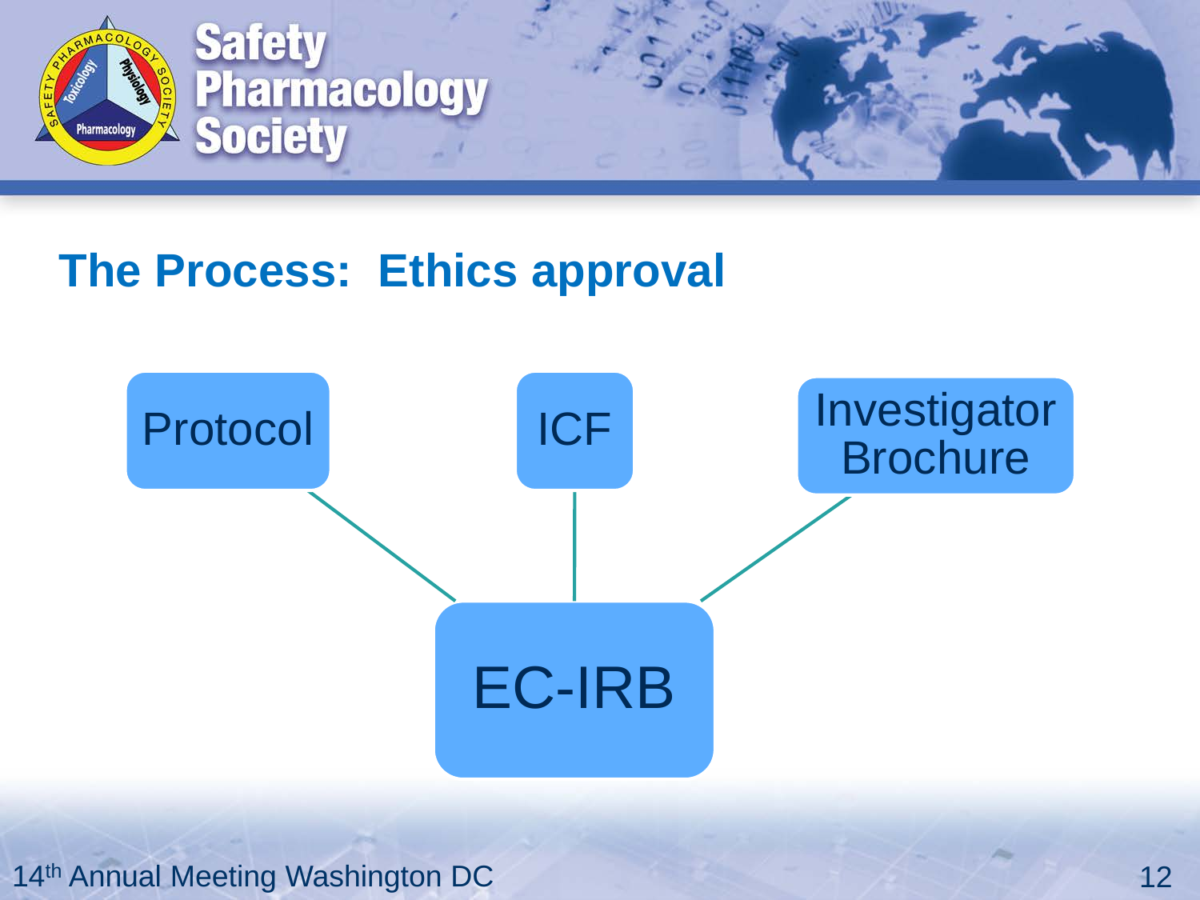## The Process: Ethics approval

Protocol

ICF

Investigator Brochure

EC-IRB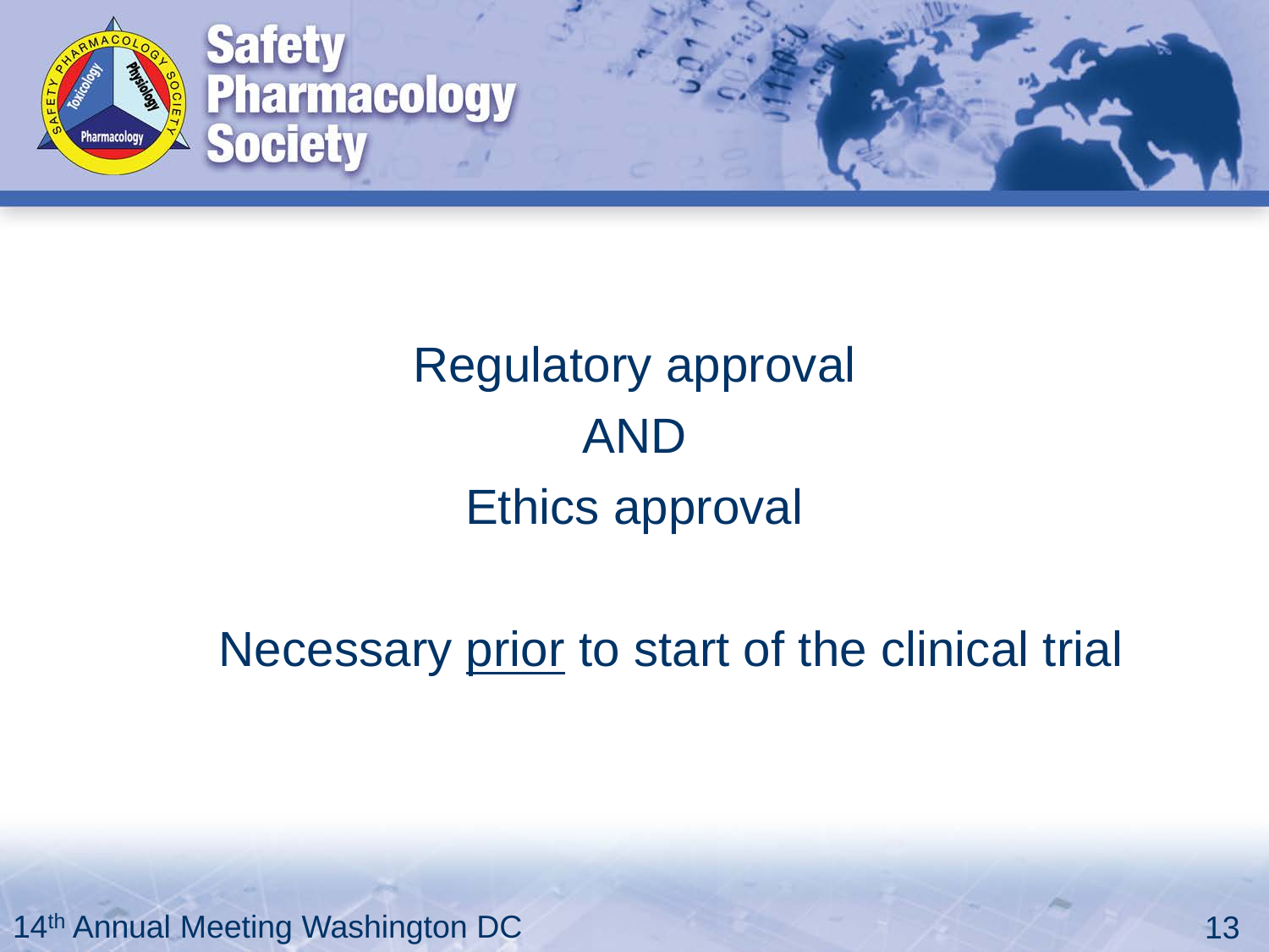Regulatory approval

AND

Ethics approval

Necessary <u>prior</u> to start of the clinical trial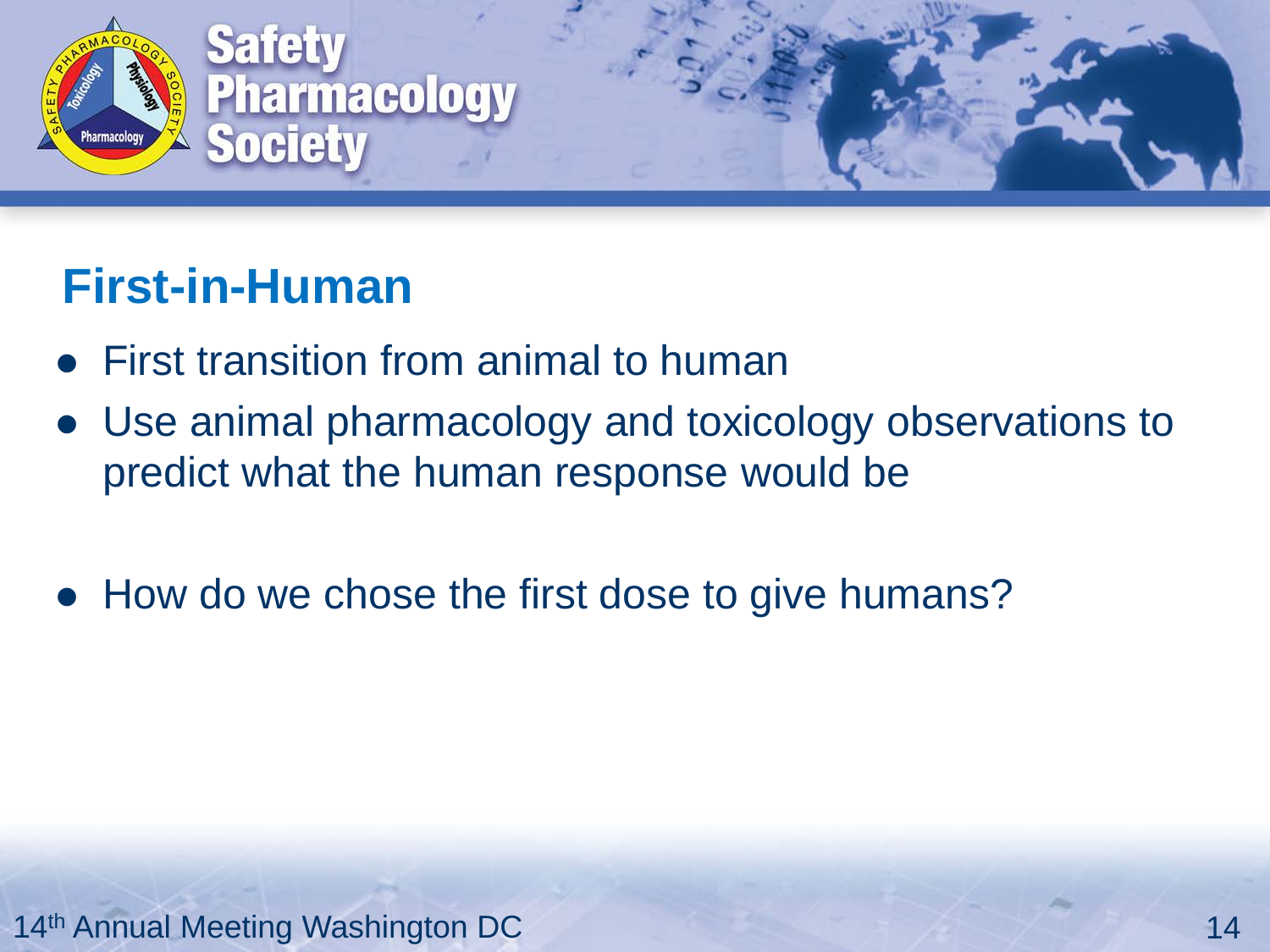## First-in-Human

- First transition from animal to human
- Use animal pharmacology and toxicology observations to predict what the human response would be

- How do we chose the first dose to give humans?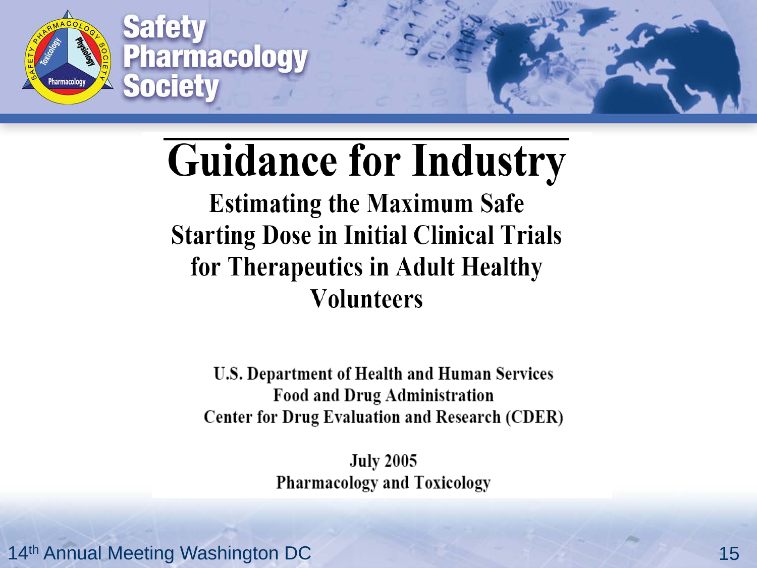# Guidance for Industry

## Estimating the Maximum Safe Starting Dose in Initial Clinical Trials for Therapeutics in Adult Healthy Volunteers

U.S. Department of Health and Human Services
Food and Drug Administration
Center for Drug Evaluation and Research (CDER)

July 2005
Pharmacology and Toxicology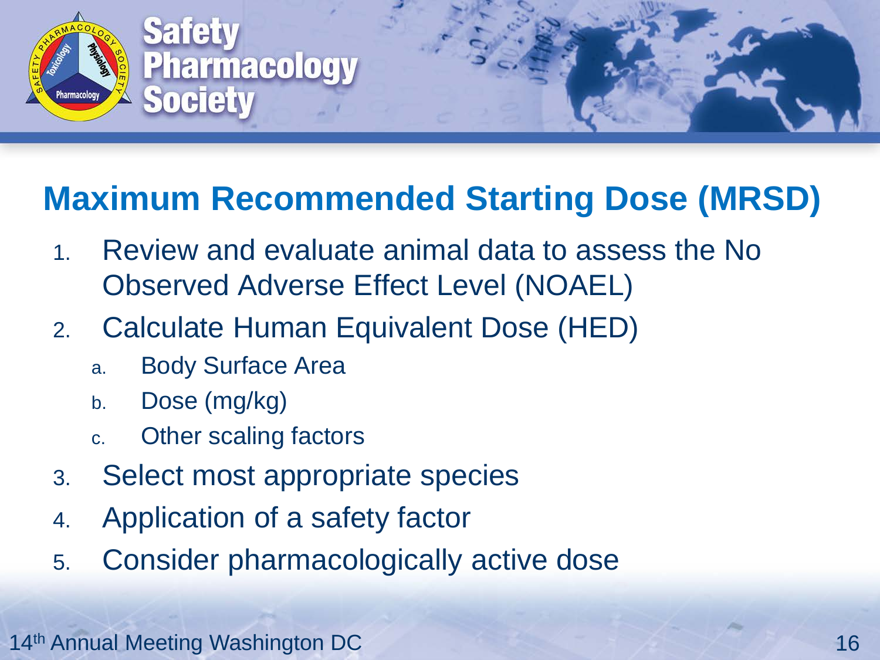## Maximum Recommended Starting Dose (MRSD)

1. Review and evaluate animal data to assess the No Observed Adverse Effect Level (NOAEL)
2. Calculate Human Equivalent Dose (HED)
   a. Body Surface Area
   b. Dose (mg/kg)
   c. Other scaling factors
3. Select most appropriate species
4. Application of a safety factor
5. Consider pharmacologically active dose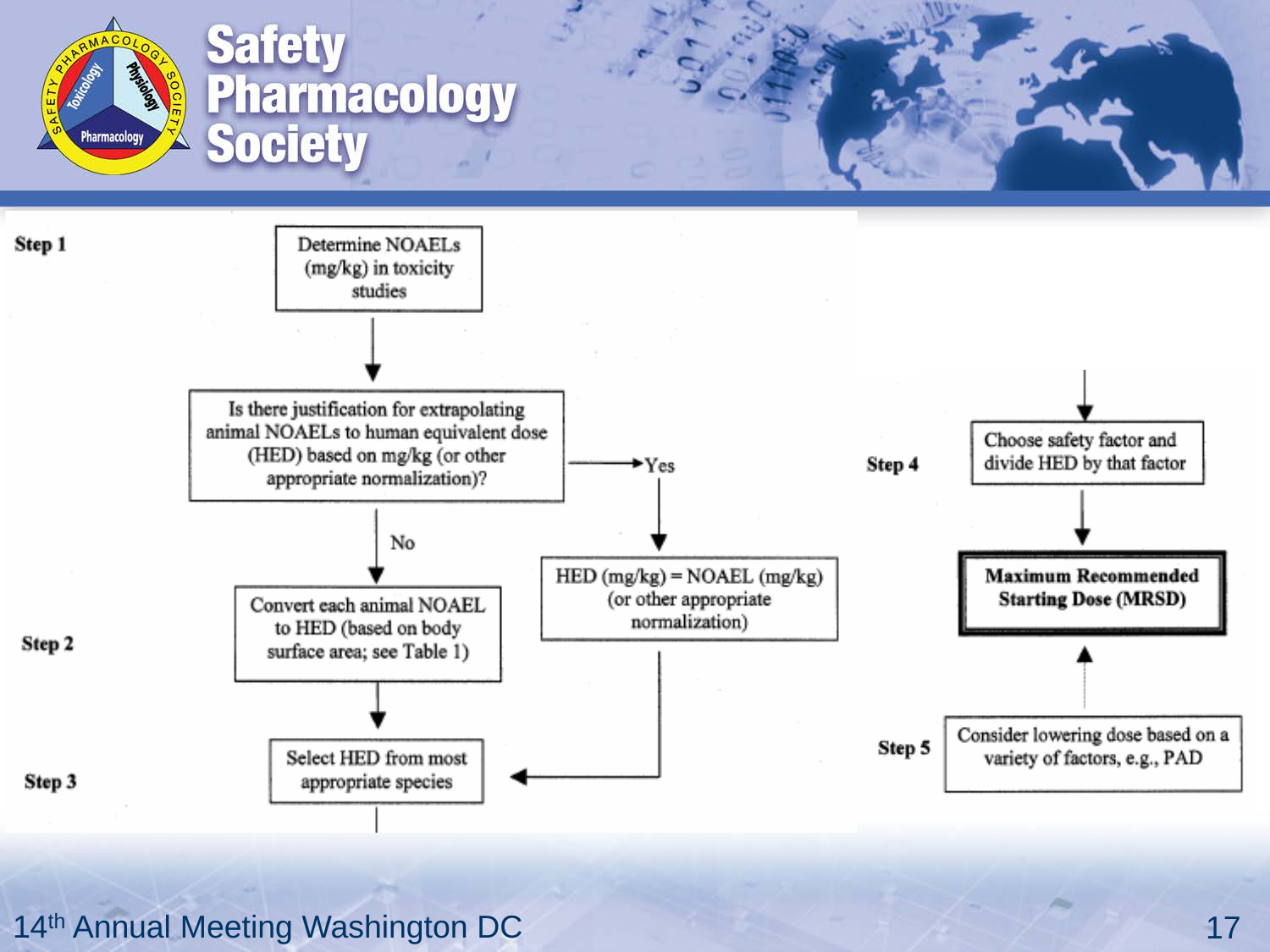Step 1

Determine NOAELs (mg/kg) in toxicity studies

Is there justification for extrapolating animal NOAELs to human equivalent dose (HED) based on mg/kg (or other appropriate normalization)?

Yes

HED (mg/kg) = NOAEL (mg/kg) (or other appropriate normalization)

No

Step 2

Convert each animal NOAEL to HED (based on body surface area; see Table 1)

Step 3

Select HED from most appropriate species

Step 4

Choose safety factor and divide HED by that factor

**Maximum Recommended Starting Dose (MRSD)**

Step 5

Consider lowering dose based on a variety of factors, e.g., PAD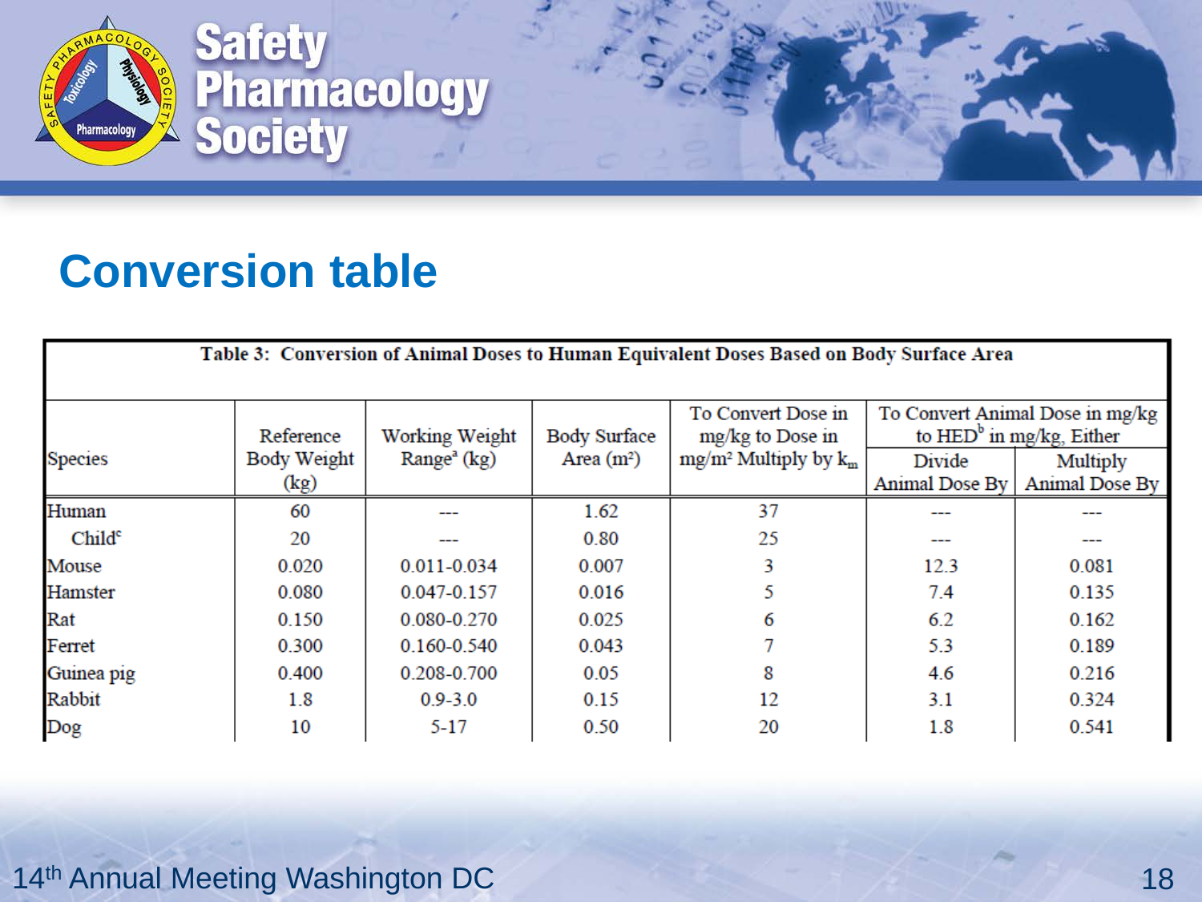# Conversion table

**Table 3: Conversion of Animal Doses to Human Equivalent Doses Based on Body Surface Area**

| Species | Reference Body Weight (kg) | Working Weight Range[a] (kg) | Body Surface Area ($m^2$) | To Convert Dose in mg/kg to Dose in $mg/m^2$ Multiply by $k_m$ | To Convert Animal Dose in mg/kg to HED[b] in mg/kg, Either | |
|---|---|---|---|---|---|---|
| | | | | | Divide Animal Dose By | Multiply Animal Dose By |
| Human | 60 | --- | 1.62 | 37 | --- | --- |
| Child[c] | 20 | --- | 0.80 | 25 | --- | --- |
| Mouse | 0.020 | 0.011-0.034 | 0.007 | 3 | 12.3 | 0.081 |
| Hamster | 0.080 | 0.047-0.157 | 0.016 | 5 | 7.4 | 0.135 |
| Rat | 0.150 | 0.080-0.270 | 0.025 | 6 | 6.2 | 0.162 |
| Ferret | 0.300 | 0.160-0.540 | 0.043 | 7 | 5.3 | 0.189 |
| Guinea pig | 0.400 | 0.208-0.700 | 0.05 | 8 | 4.6 | 0.216 |
| Rabbit | 1.8 | 0.9-3.0 | 0.15 | 12 | 3.1 | 0.324 |
| Dog | 10 | 5-17 | 0.50 | 20 | 1.8 | 0.541 |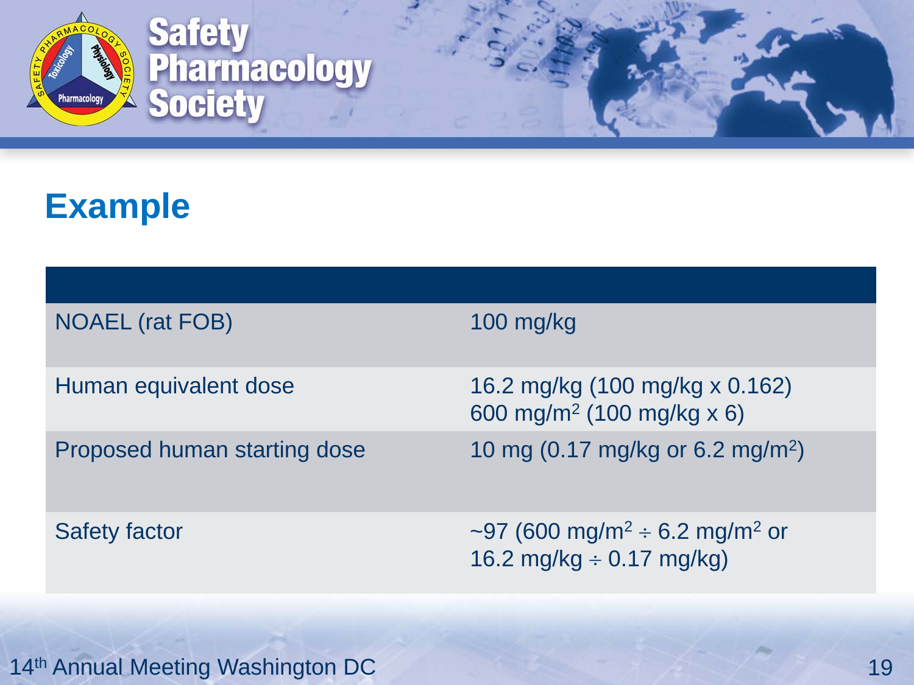## Example

| | |
|---|---|
| NOAEL (rat FOB) | 100 mg/kg |
| Human equivalent dose | 16.2 mg/kg (100 mg/kg x 0.162)<br>600 mg/m$^2$ (100 mg/kg x 6) |
| Proposed human starting dose | 10 mg (0.17 mg/kg or 6.2 mg/m$^2$) |
| Safety factor | ~97 (600 mg/m$^2$ ÷ 6.2 mg/m$^2$ or<br>16.2 mg/kg ÷ 0.17 mg/kg) |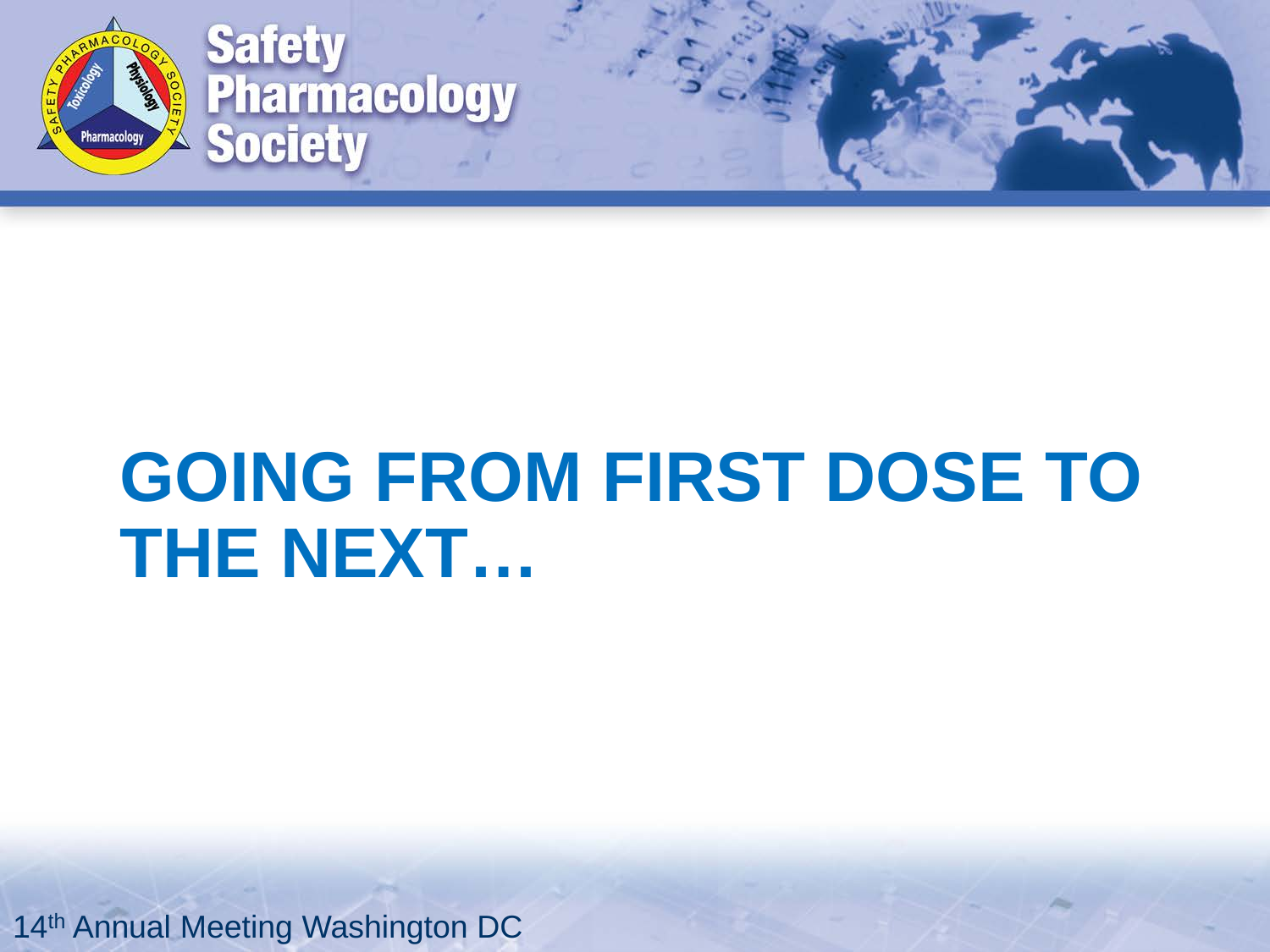# GOING FROM FIRST DOSE TO THE NEXT…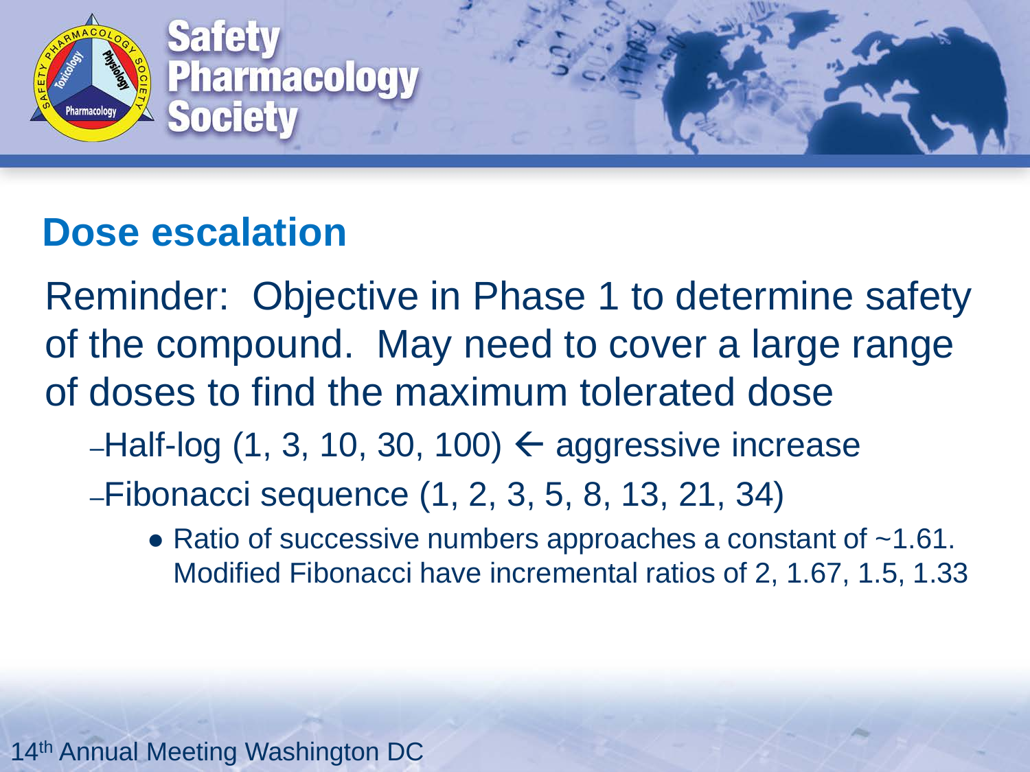## Dose escalation

Reminder: Objective in Phase 1 to determine safety of the compound. May need to cover a large range of doses to find the maximum tolerated dose

- Half-log (1, 3, 10, 30, 100) ← aggressive increase
- Fibonacci sequence (1, 2, 3, 5, 8, 13, 21, 34)
  - Ratio of successive numbers approaches a constant of ~1.61. Modified Fibonacci have incremental ratios of 2, 1.67, 1.5, 1.33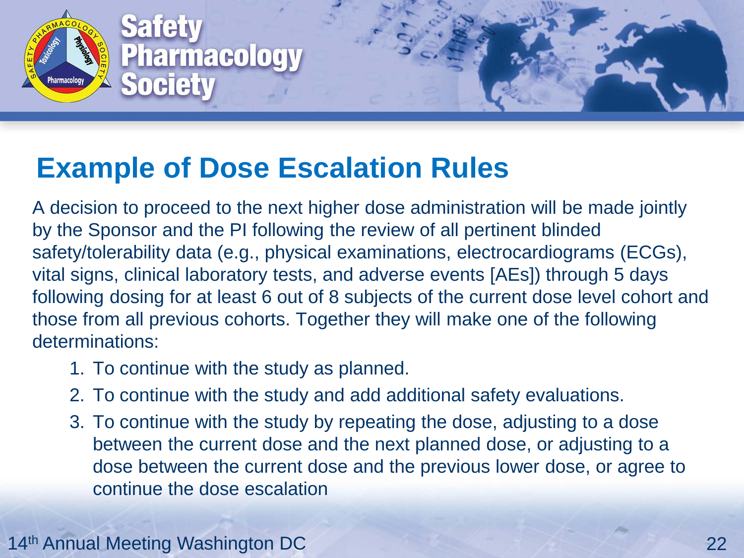## Example of Dose Escalation Rules

A decision to proceed to the next higher dose administration will be made jointly by the Sponsor and the PI following the review of all pertinent blinded safety/tolerability data (e.g., physical examinations, electrocardiograms (ECGs), vital signs, clinical laboratory tests, and adverse events [AEs]) through 5 days following dosing for at least 6 out of 8 subjects of the current dose level cohort and those from all previous cohorts. Together they will make one of the following determinations:

1. To continue with the study as planned.
2. To continue with the study and add additional safety evaluations.
3. To continue with the study by repeating the dose, adjusting to a dose between the current dose and the next planned dose, or adjusting to a dose between the current dose and the previous lower dose, or agree to continue the dose escalation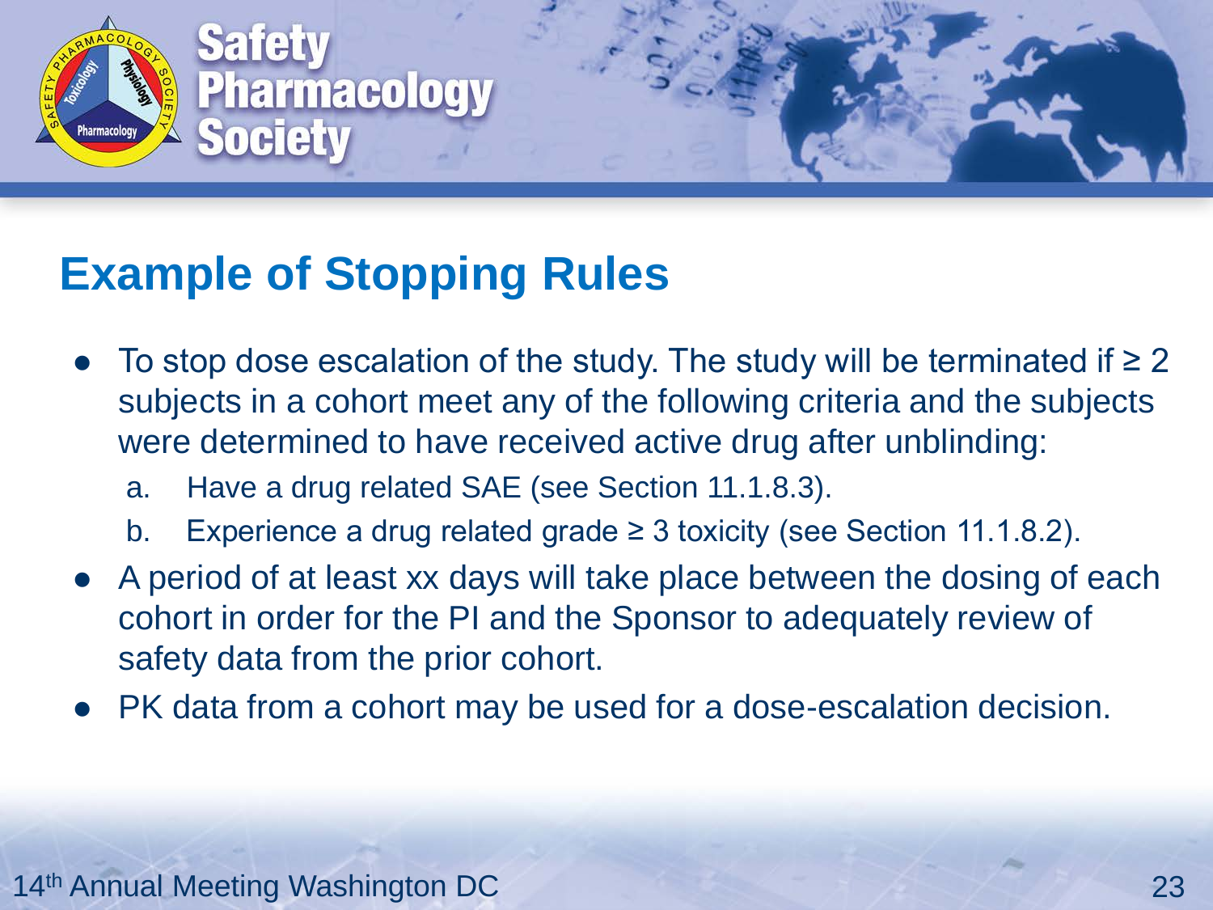## Example of Stopping Rules

- To stop dose escalation of the study. The study will be terminated if $\geq 2$ subjects in a cohort meet any of the following criteria and the subjects were determined to have received active drug after unblinding:
  a. Have a drug related SAE (see Section 11.1.8.3).
  b. Experience a drug related grade $\geq 3$ toxicity (see Section 11.1.8.2).
- A period of at least xx days will take place between the dosing of each cohort in order for the PI and the Sponsor to adequately review of safety data from the prior cohort.
- PK data from a cohort may be used for a dose-escalation decision.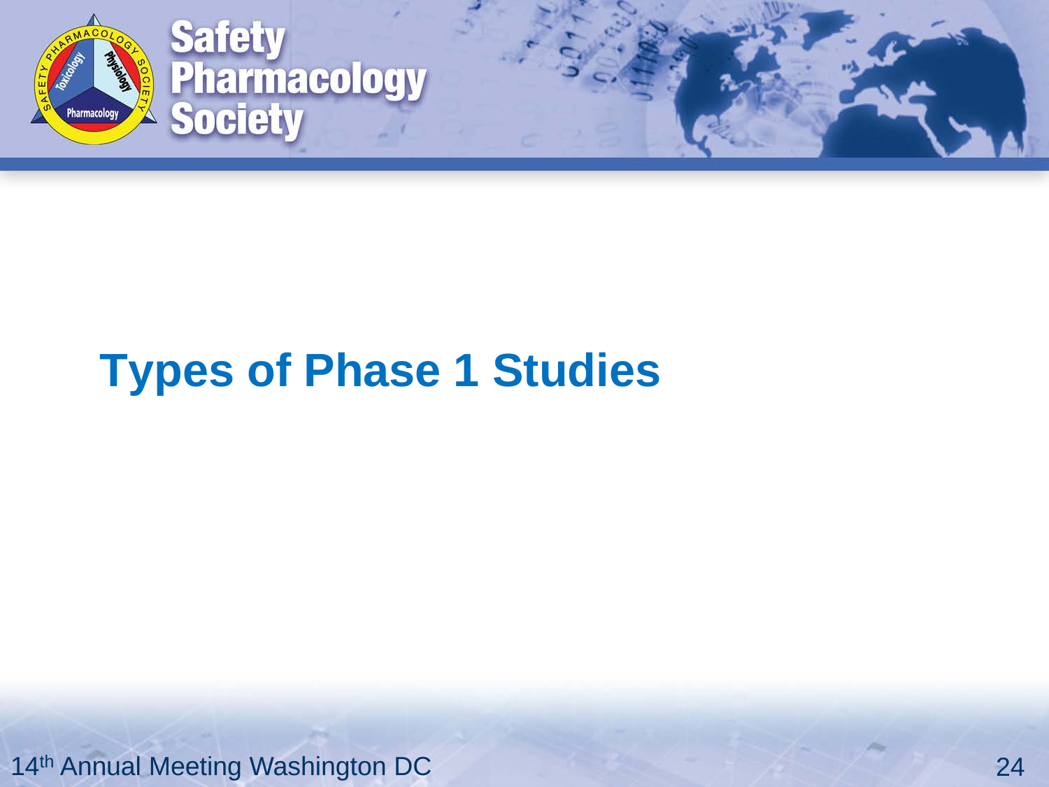# Types of Phase 1 Studies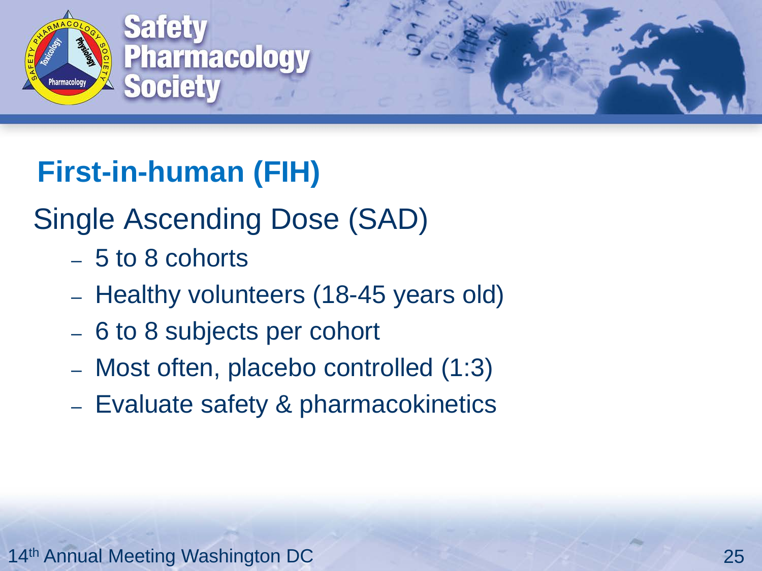## First-in-human (FIH)

Single Ascending Dose (SAD)

- 5 to 8 cohorts
- Healthy volunteers (18-45 years old)
- 6 to 8 subjects per cohort
- Most often, placebo controlled (1:3)
- Evaluate safety & pharmacokinetics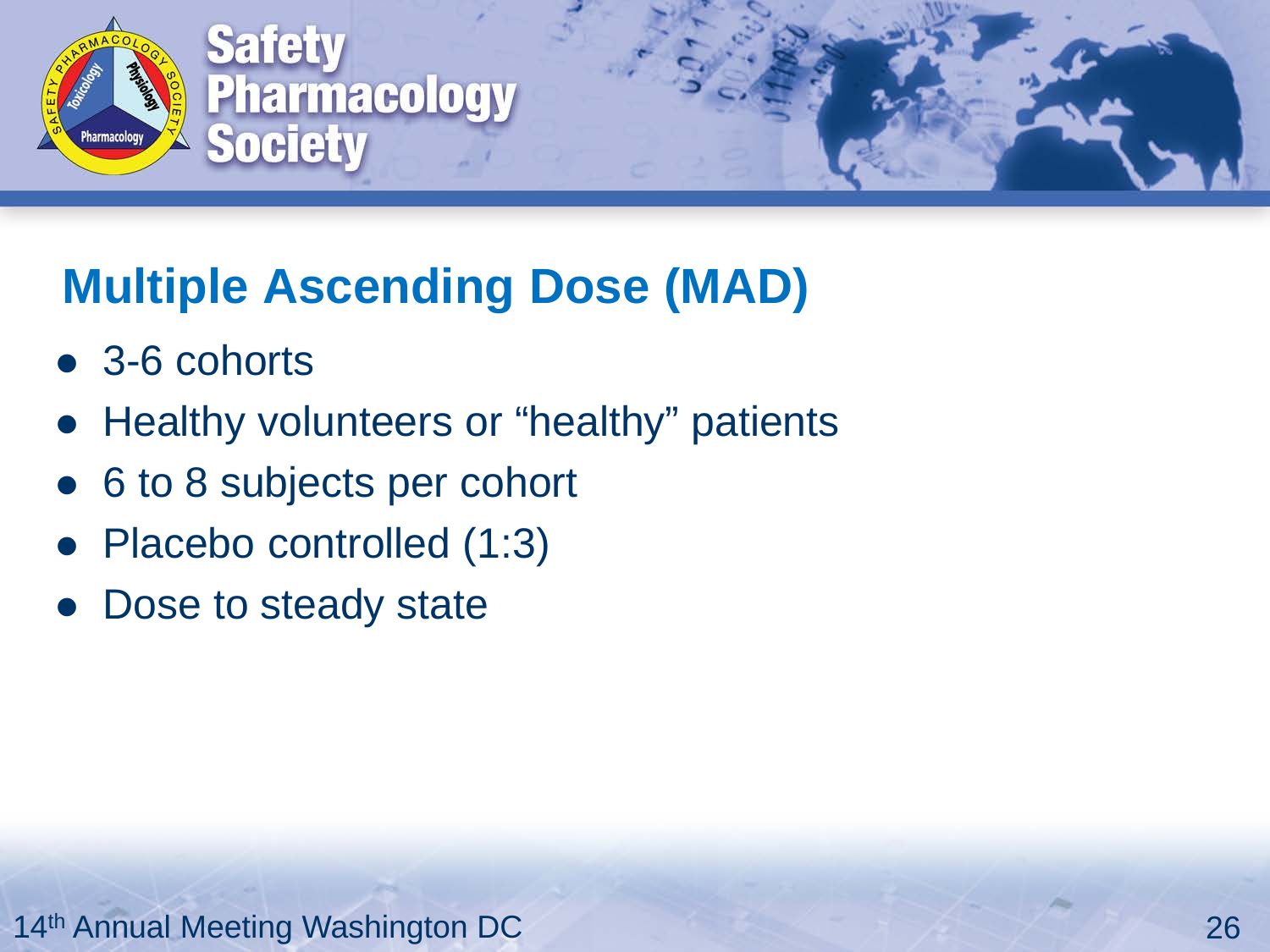## Multiple Ascending Dose (MAD)

- 3-6 cohorts
- Healthy volunteers or “healthy” patients
- 6 to 8 subjects per cohort
- Placebo controlled (1:3)
- Dose to steady state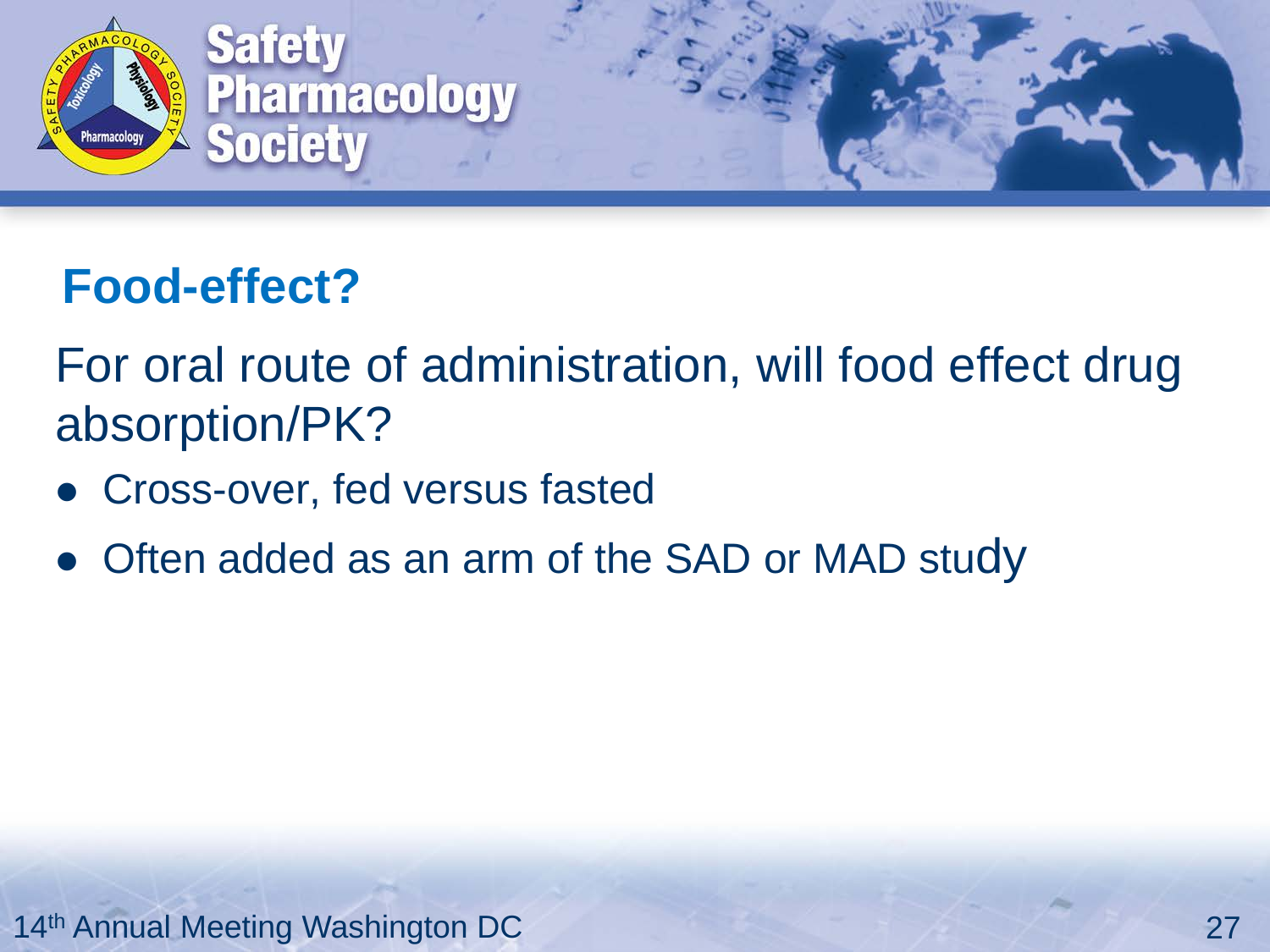## Food-effect?

For oral route of administration, will food effect drug absorption/PK?

- Cross-over, fed versus fasted
- Often added as an arm of the SAD or MAD study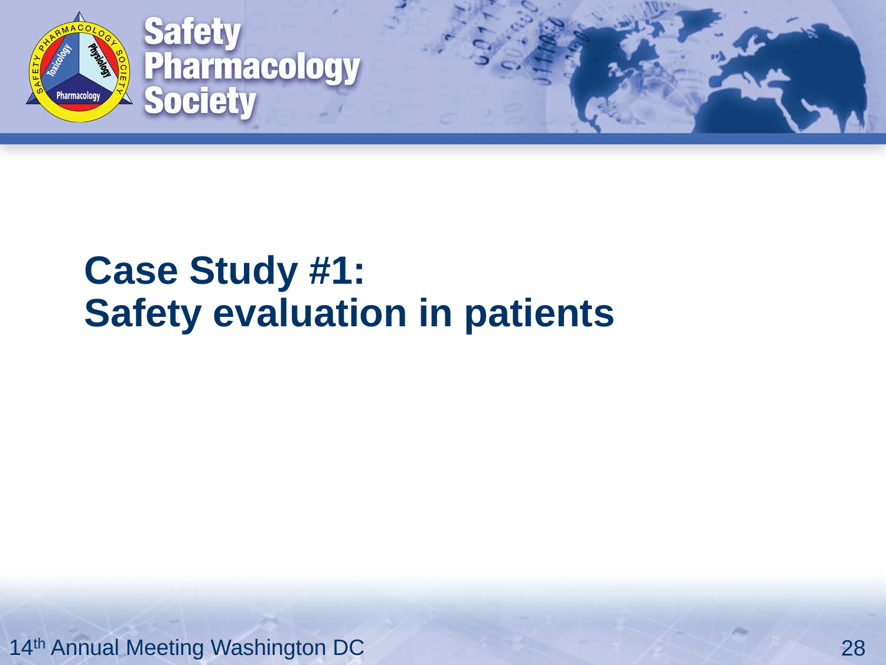# Case Study #1: Safety evaluation in patients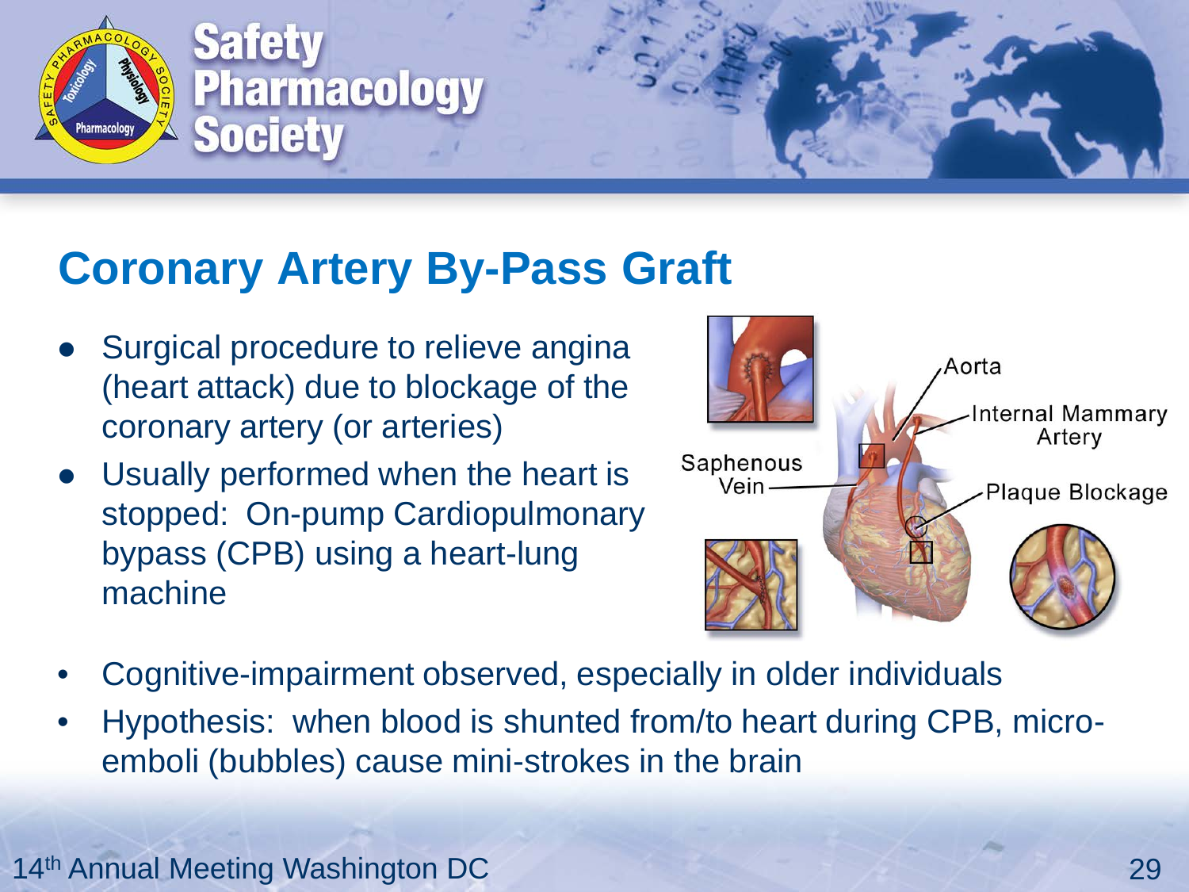## Coronary Artery By-Pass Graft

- Surgical procedure to relieve angina (heart attack) due to blockage of the coronary artery (or arteries)
- Usually performed when the heart is stopped: On-pump Cardiopulmonary bypass (CPB) using a heart-lung machine

Aorta
Internal Mammary Artery
Saphenous Vein
Plaque Blockage

- Cognitive-impairment observed, especially in older individuals
- Hypothesis: when blood is shunted from/to heart during CPB, micro-emboli (bubbles) cause mini-strokes in the brain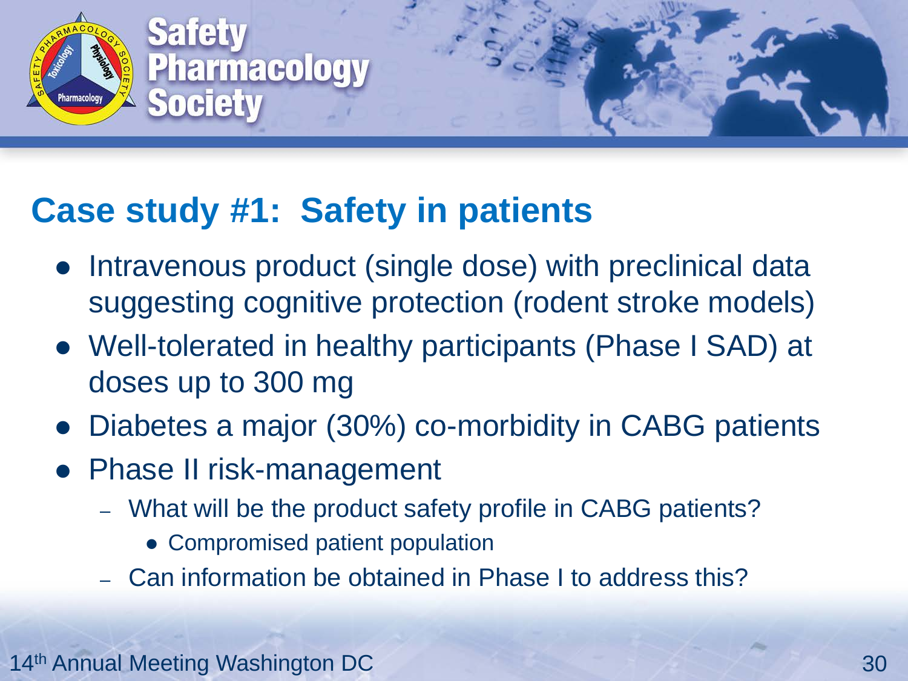## Case study #1: Safety in patients

- Intravenous product (single dose) with preclinical data suggesting cognitive protection (rodent stroke models)
- Well-tolerated in healthy participants (Phase I SAD) at doses up to 300 mg
- Diabetes a major (30%) co-morbidity in CABG patients
- Phase II risk-management
  - What will be the product safety profile in CABG patients?
    - Compromised patient population
  - Can information be obtained in Phase I to address this?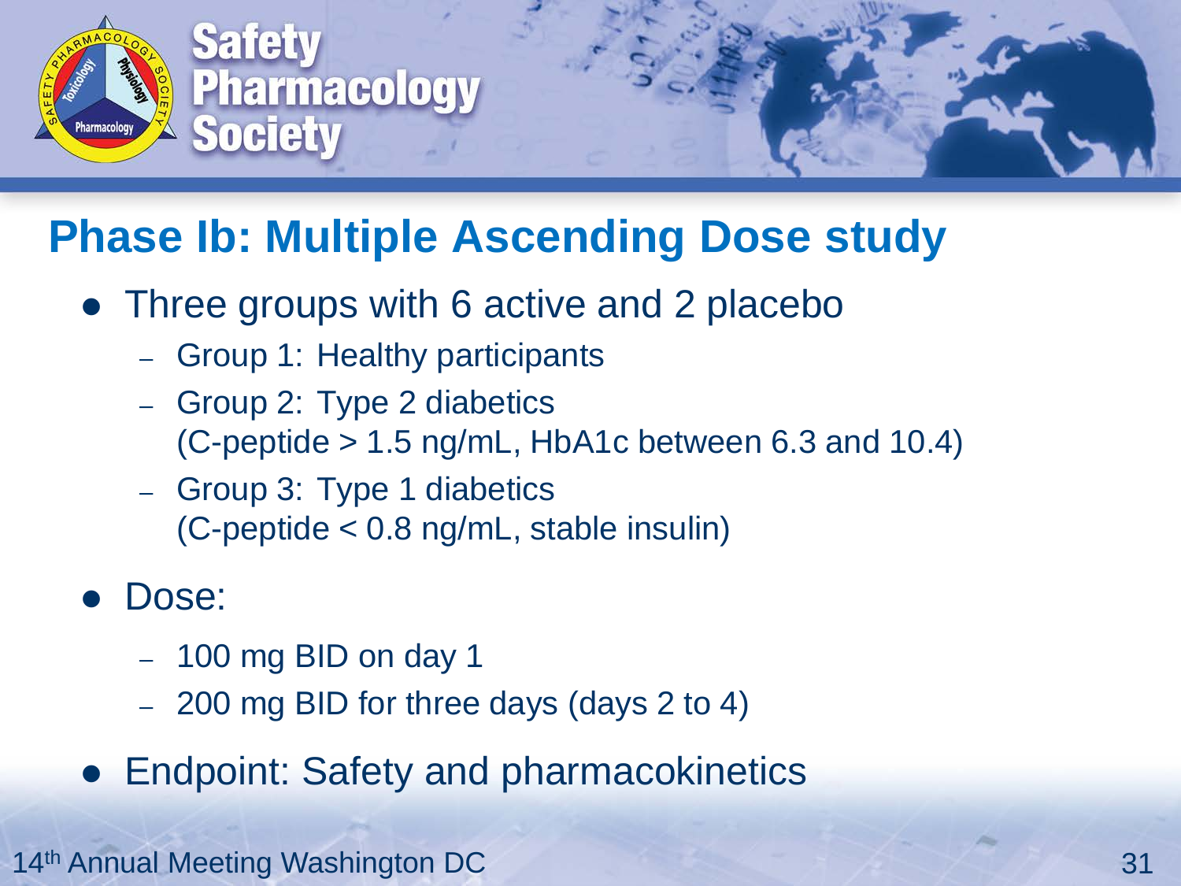## Phase Ib: Multiple Ascending Dose study

- Three groups with 6 active and 2 placebo
  - Group 1: Healthy participants
  - Group 2: Type 2 diabetics
    (C-peptide > 1.5 ng/mL, HbA1c between 6.3 and 10.4)
  - Group 3: Type 1 diabetics
    (C-peptide < 0.8 ng/mL, stable insulin)
- Dose:
  - 100 mg BID on day 1
  - 200 mg BID for three days (days 2 to 4)
- Endpoint: Safety and pharmacokinetics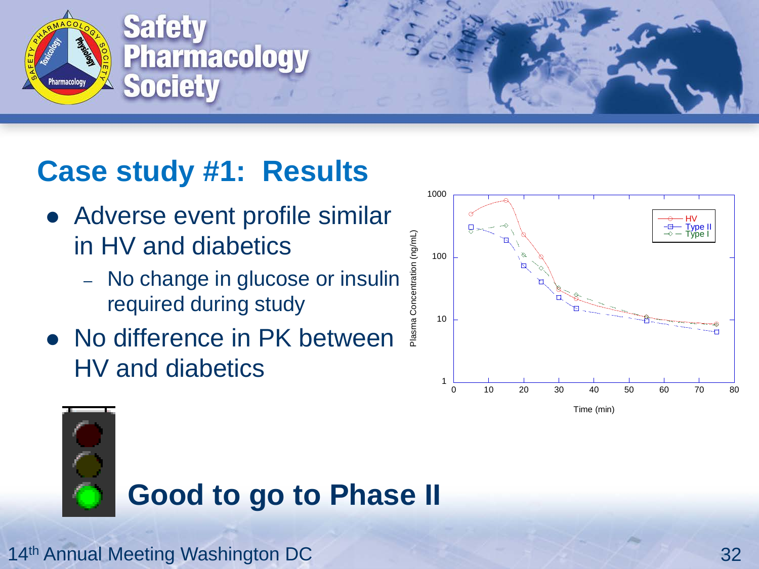## Case study #1: Results

- Adverse event profile similar in HV and diabetics
  - No change in glucose or insulin required during study
- No difference in PK between HV and diabetics

1000
100
10
1
Plasma Concentration (ng/mL)
0 10 20 30 40 50 60 70 80
Time (min)
HV
Type II
Type I

**Good to go to Phase II**

14th Annual Meeting Washington DC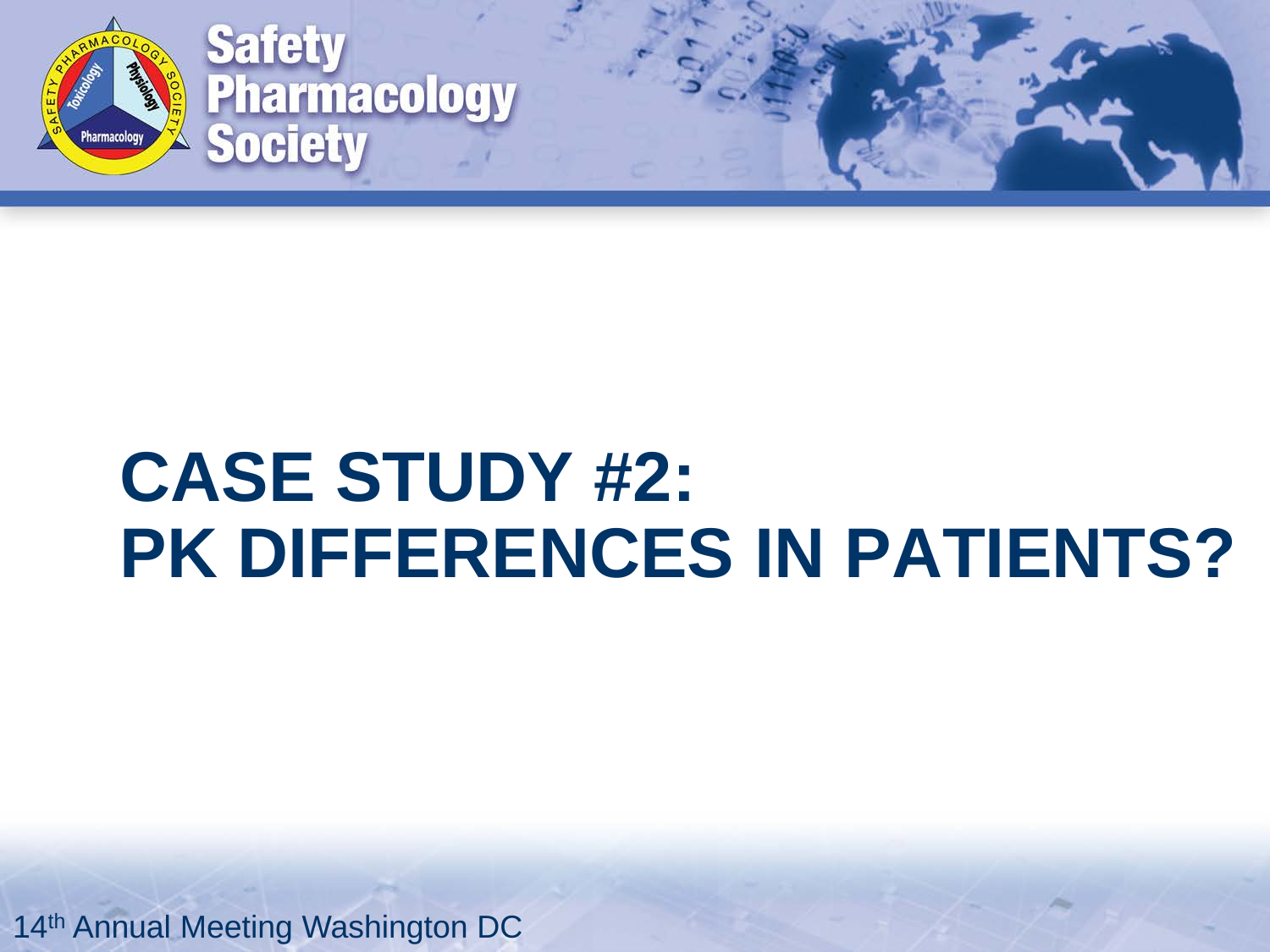# CASE STUDY #2:
# PK DIFFERENCES IN PATIENTS?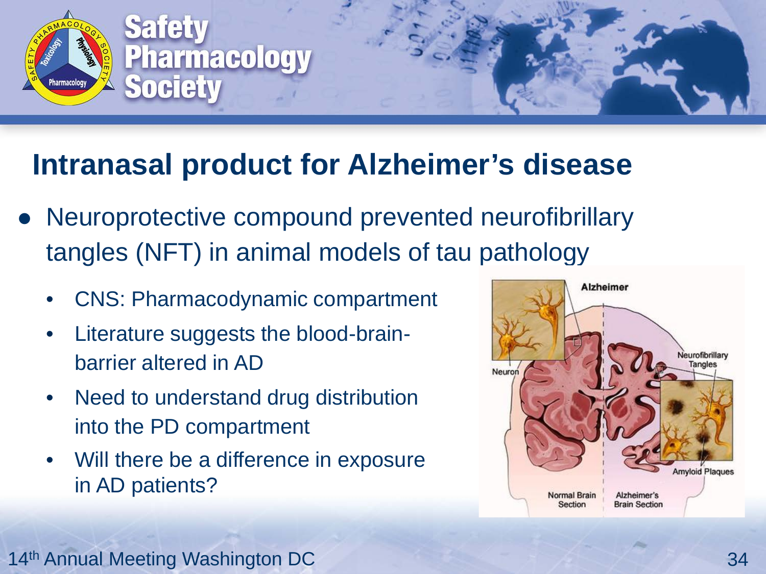## Intranasal product for Alzheimer's disease

- Neuroprotective compound prevented neurofibrillary tangles (NFT) in animal models of tau pathology
  - CNS: Pharmacodynamic compartment
  - Literature suggests the blood-brain-barrier altered in AD
  - Need to understand drug distribution into the PD compartment
  - Will there be a difference in exposure in AD patients?

Alzheimer

Neuron

Neurofibrillary Tangles

Amyloid Plaques

Normal Brain Section

Alzheimer's Brain Section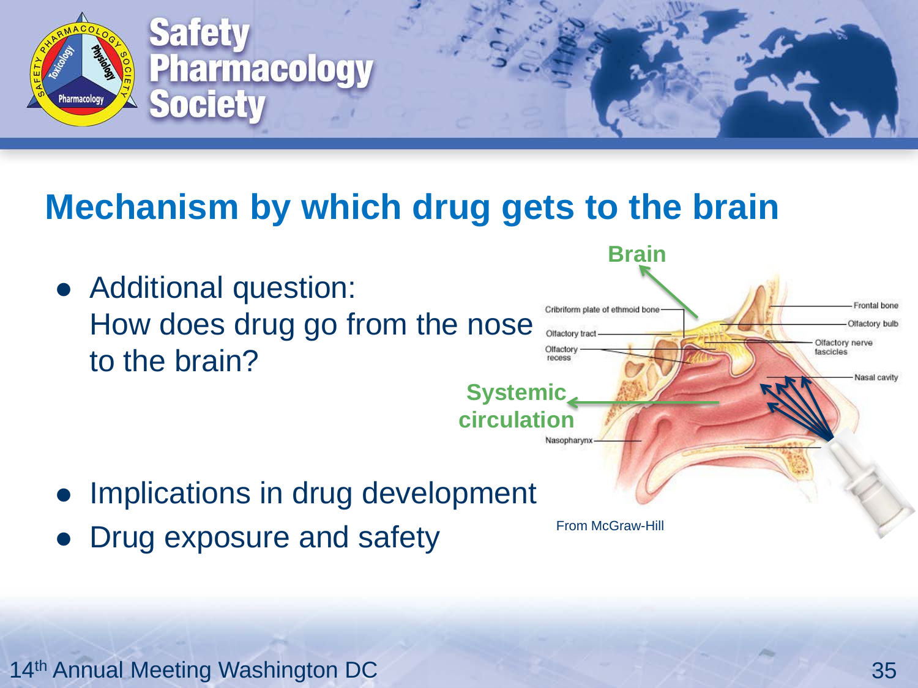# Mechanism by which drug gets to the brain

- Additional question:
  How does drug go from the nose to the brain?

Brain

Cribriform plate of ethmoid bone

Olfactory tract

Olfactory recess

Frontal bone

Olfactory bulb

Olfactory nerve fascicles

Nasal cavity

Systemic circulation

Nasopharynx

From McGraw-Hill

- Implications in drug development
- Drug exposure and safety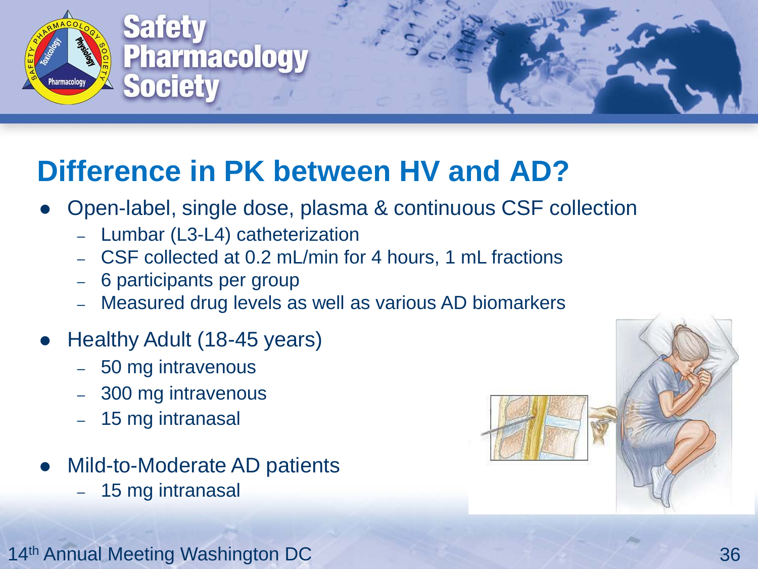## Difference in PK between HV and AD?

- Open-label, single dose, plasma & continuous CSF collection
  - Lumbar (L3-L4) catheterization
  - CSF collected at 0.2 mL/min for 4 hours, 1 mL fractions
  - 6 participants per group
  - Measured drug levels as well as various AD biomarkers
- Healthy Adult (18-45 years)
  - 50 mg intravenous
  - 300 mg intravenous
  - 15 mg intranasal
- Mild-to-Moderate AD patients
  - 15 mg intranasal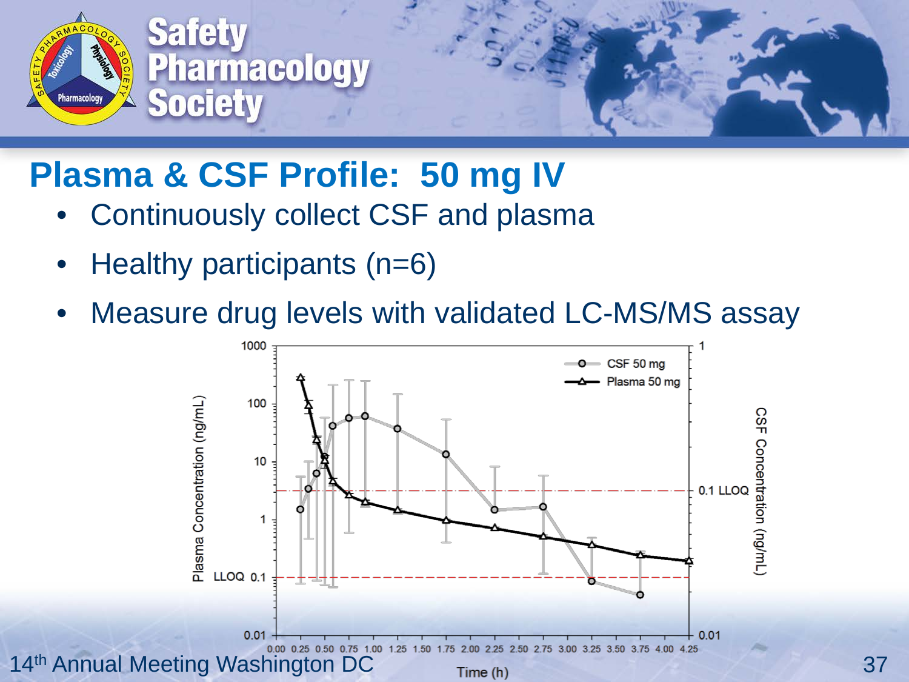# Plasma & CSF Profile: 50 mg IV

- Continuously collect CSF and plasma
- Healthy participants (n=6)
- Measure drug levels with validated LC-MS/MS assay

CSF 50 mg

Plasma 50 mg

Plasma Concentration (ng/mL)

1000

100

10

1

LLOQ 0.1

0.01

CSF Concentration (ng/mL)

1

0.1 LLOQ

0.01

0.00 0.25 0.50 0.75 1.00 1.25 1.50 1.75 2.00 2.25 2.50 2.75 3.00 3.25 3.50 3.75 4.00 4.25

Time (h)

14th Annual Meeting Washington DC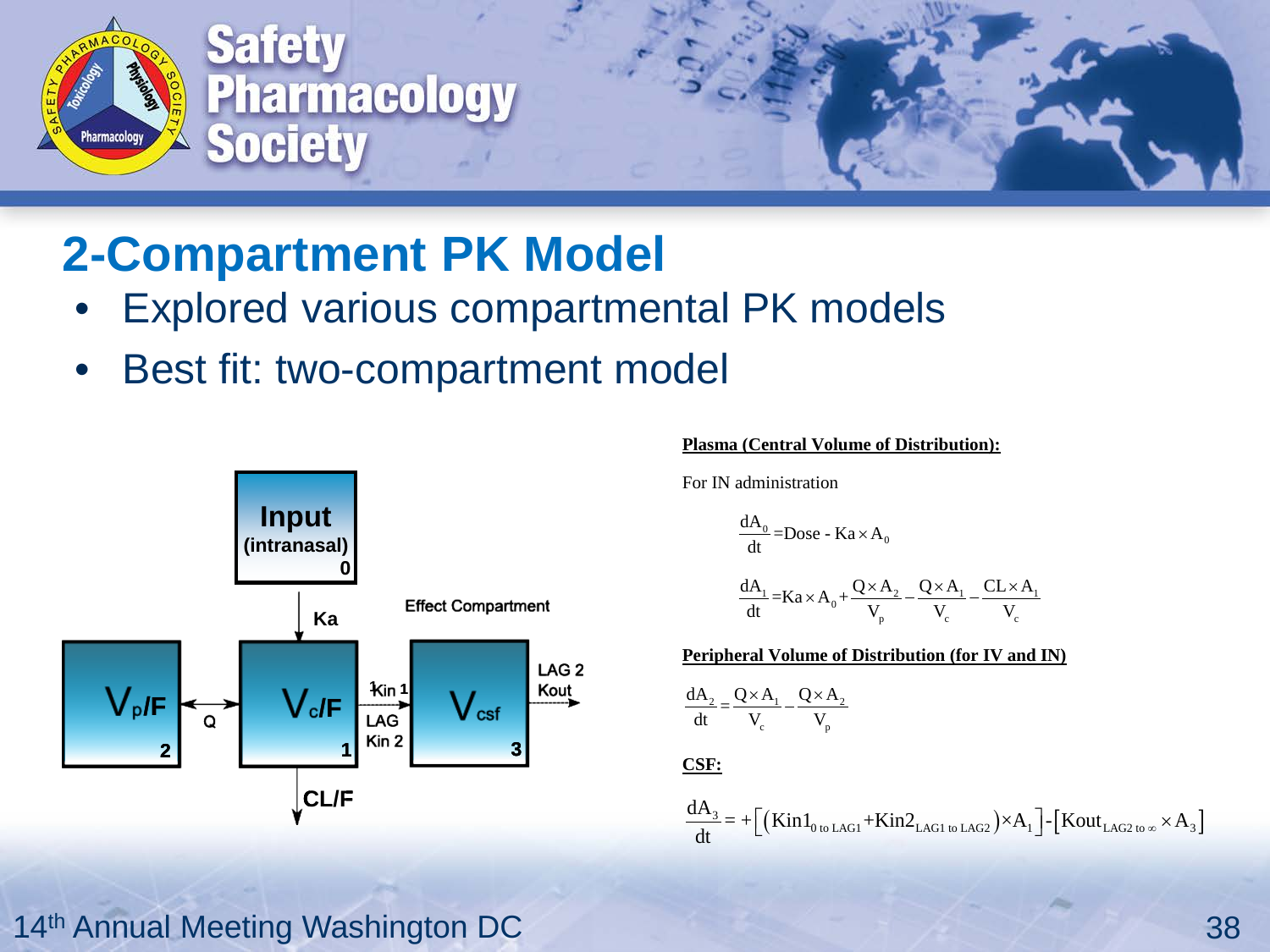## 2-Compartment PK Model

- Explored various compartmental PK models
- Best fit: two-compartment model

Input (intranasal) 0

Ka

Effect Compartment

$V_p/F$ 2

Q

$V_c/F$ 1

Kin 1

LAG Kin 2

$V_{csf}$ 3

LAG 2 Kout

CL/F

**Plasma (Central Volume of Distribution):**

For IN administration

$$\frac{dA_0}{dt} = \text{Dose} - Ka \times A_0$$

$$\frac{dA_1}{dt} = Ka \times A_0 + \frac{Q \times A_2}{V_p} - \frac{Q \times A_1}{V_c} - \frac{CL \times A_1}{V_c}$$

**Peripheral Volume of Distribution (for IV and IN)**

$$\frac{dA_2}{dt} = \frac{Q \times A_1}{V_c} - \frac{Q \times A_2}{V_p}$$

**CSF:**

$$\frac{dA_3}{dt} = +\left[\left(Kin1_{0\text{ to }LAG1} + Kin2_{LAG1\text{ to }LAG2}\right) \times A_1\right] - \left[Kout_{LAG2\text{ to }\infty} \times A_3\right]$$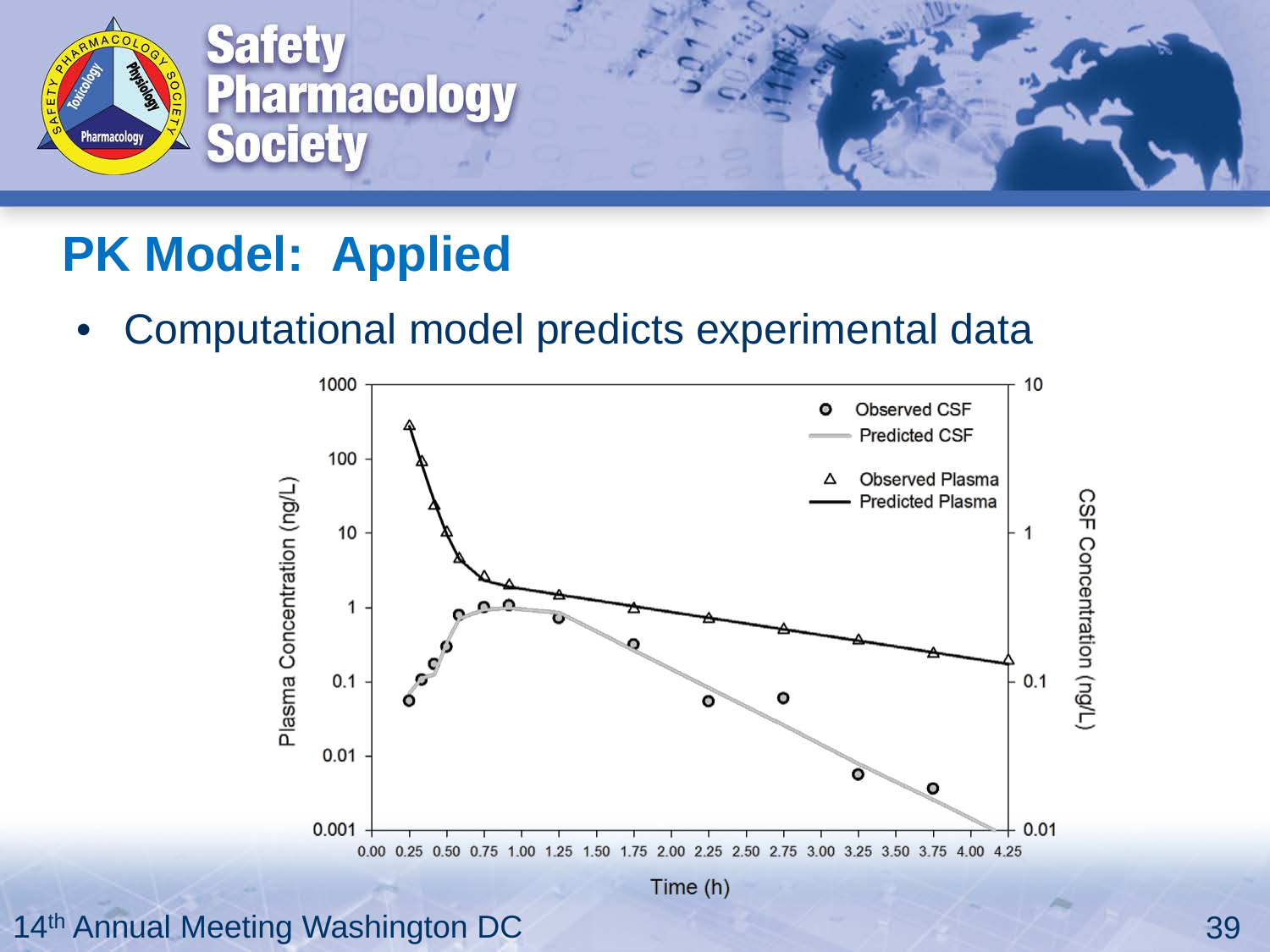## PK Model: Applied

- Computational model predicts experimental data

Plasma Concentration (ng/L)

1000
100
10
1
0.1
0.01
0.001

CSF Concentration (ng/L)

10
1
0.1
0.01

Time (h)

0.00 0.25 0.50 0.75 1.00 1.25 1.50 1.75 2.00 2.25 2.50 2.75 3.00 3.25 3.50 3.75 4.00 4.25

Observed CSF
Predicted CSF
Observed Plasma
Predicted Plasma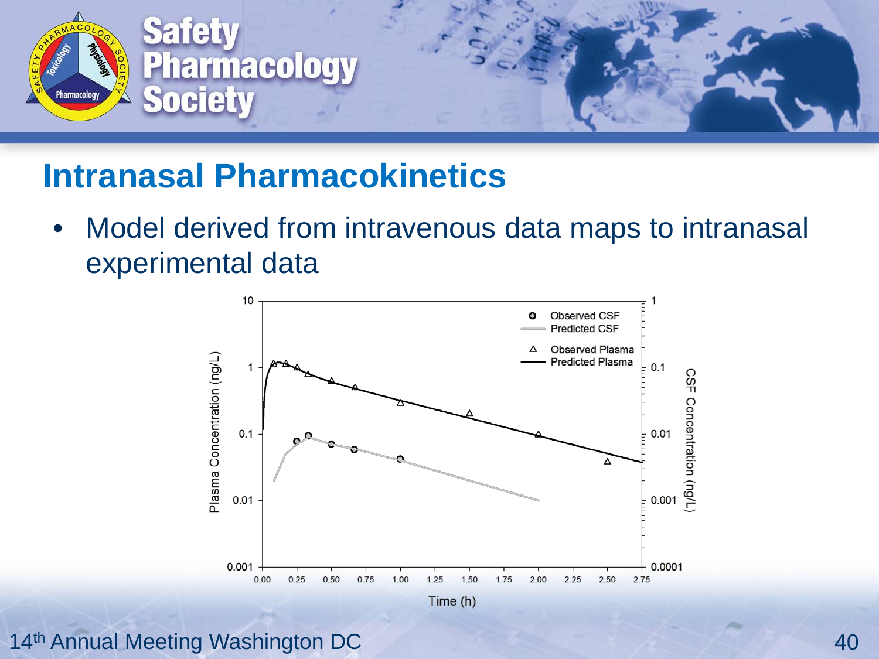## Intranasal Pharmacokinetics

- Model derived from intravenous data maps to intranasal experimental data

Observed CSF
Predicted CSF
Observed Plasma
Predicted Plasma

Plasma Concentration (ng/L)
10
1
0.1
0.01
0.001

CSF Concentration (ng/L)
1
0.1
0.01
0.001
0.0001

0.00 0.25 0.50 0.75 1.00 1.25 1.50 1.75 2.00 2.25 2.50 2.75

Time (h)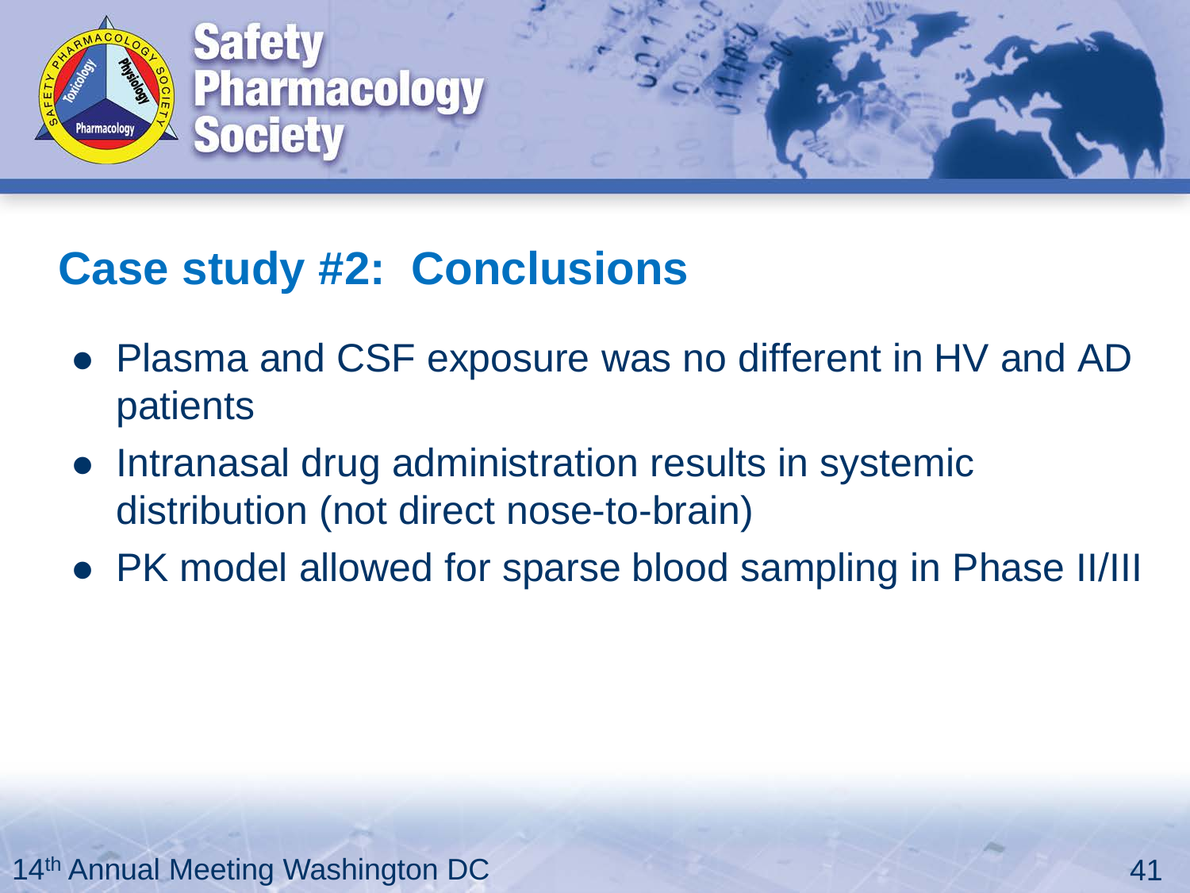## Case study #2: Conclusions

- Plasma and CSF exposure was no different in HV and AD patients
- Intranasal drug administration results in systemic distribution (not direct nose-to-brain)
- PK model allowed for sparse blood sampling in Phase II/III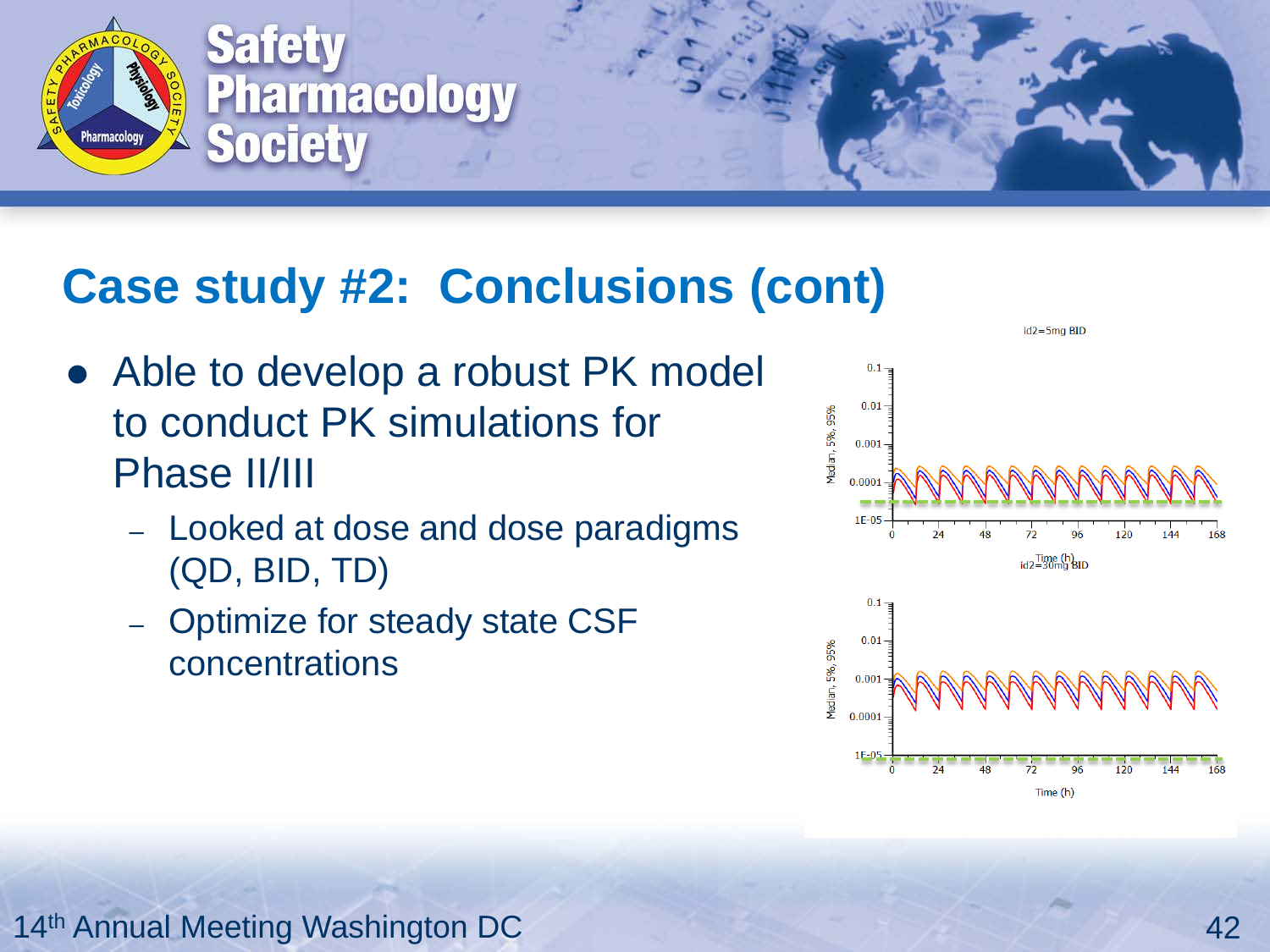# Case study #2: Conclusions (cont)

- Able to develop a robust PK model to conduct PK simulations for Phase II/III
  - Looked at dose and dose paradigms (QD, BID, TD)
  - Optimize for steady state CSF concentrations

id2=5mg BID

Median, 5%, 95%

0.1
0.01
0.001
0.0001
1E-05

0 24 48 72 96 120 144 168

Time (h)

id2=30mg BID

Median, 5%, 95%

0.1
0.01
0.001
0.0001
1E-05

0 24 48 72 96 120 144 168

Time (h)